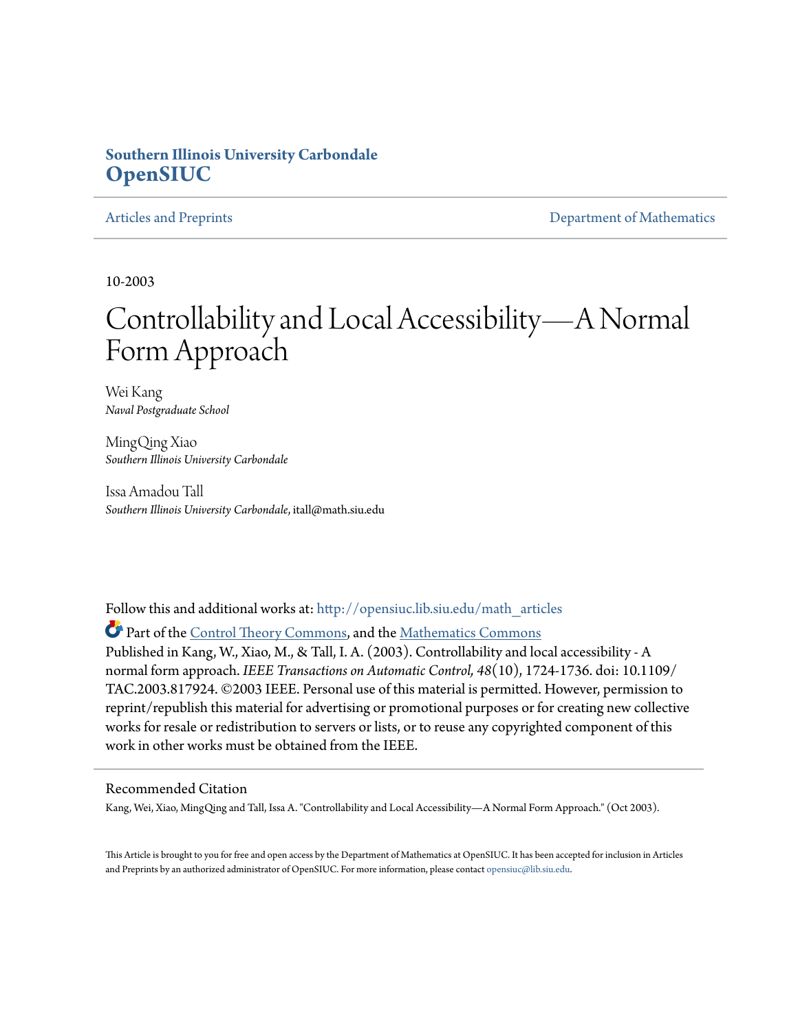**Southern Illinois University Carbondale**
**OpenSIUC**

Articles and Preprints | Department of Mathematics

10-2003

# Controllability and Local Accessibility—A Normal Form Approach

Wei Kang
*Naval Postgraduate School*

MingQing Xiao
*Southern Illinois University Carbondale*

Issa Amadou Tall
*Southern Illinois University Carbondale*, itall@math.siu.edu

Follow this and additional works at: http://opensiuc.lib.siu.edu/math_articles

Part of the Control Theory Commons, and the Mathematics Commons

Published in Kang, W., Xiao, M., & Tall, I. A. (2003). Controllability and local accessibility - A normal form approach. *IEEE Transactions on Automatic Control, 48*(10), 1724-1736. doi: 10.1109/TAC.2003.817924. ©2003 IEEE. Personal use of this material is permitted. However, permission to reprint/republish this material for advertising or promotional purposes or for creating new collective works for resale or redistribution to servers or lists, or to reuse any copyrighted component of this work in other works must be obtained from the IEEE.

## Recommended Citation

Kang, Wei, Xiao, MingQing and Tall, Issa A. "Controllability and Local Accessibility—A Normal Form Approach." (Oct 2003).

This Article is brought to you for free and open access by the Department of Mathematics at OpenSIUC. It has been accepted for inclusion in Articles and Preprints by an authorized administrator of OpenSIUC. For more information, please contact opensiuc@lib.siu.edu.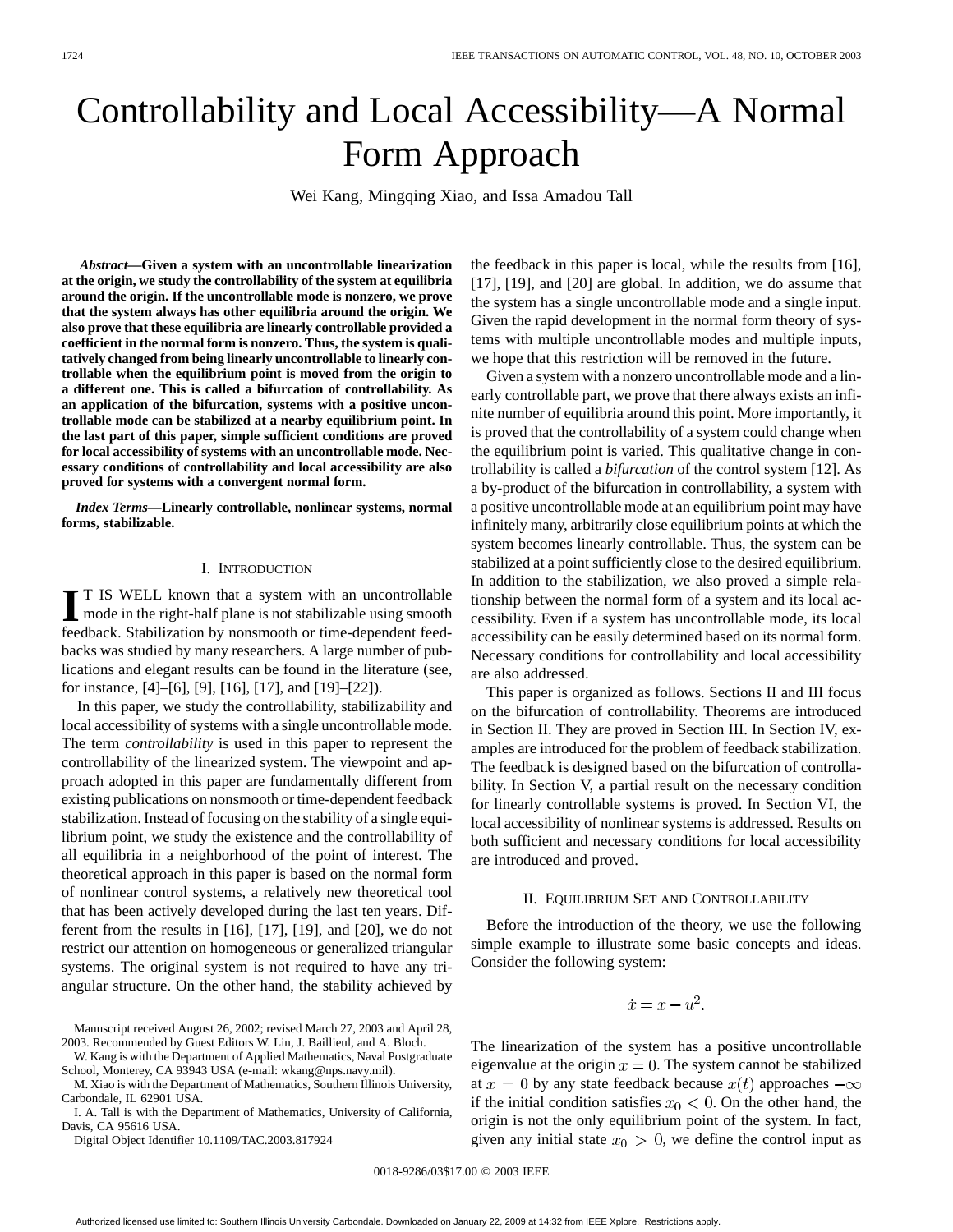# Controllability and Local Accessibility—A Normal Form Approach

Wei Kang, Mingqing Xiao, and Issa Amadou Tall

***Abstract*—Given a system with an uncontrollable linearization at the origin, we study the controllability of the system at equilibria around the origin. If the uncontrollable mode is nonzero, we prove that the system always has other equilibria around the origin. We also prove that these equilibria are linearly controllable provided a coefficient in the normal form is nonzero. Thus, the system is qualitatively changed from being linearly uncontrollable to linearly controllable when the equilibrium point is moved from the origin to a different one. This is called a bifurcation of controllability. As an application of the bifurcation, systems with a positive uncontrollable mode can be stabilized at a nearby equilibrium point. In the last part of this paper, simple sufficient conditions are proved for local accessibility of systems with an uncontrollable mode. Necessary conditions of controllability and local accessibility are also proved for systems with a convergent normal form.**

***Index Terms*—Linearly controllable, nonlinear systems, normal forms, stabilizable.**

## I. Introduction

It is well known that a system with an uncontrollable mode in the right-half plane is not stabilizable using smooth feedback. Stabilization by nonsmooth or time-dependent feedbacks was studied by many researchers. A large number of publications and elegant results can be found in the literature (see, for instance, [4]–[6], [9], [16], [17], and [19]–[22]).

In this paper, we study the controllability, stabilizability and local accessibility of systems with a single uncontrollable mode. The term *controllability* is used in this paper to represent the controllability of the linearized system. The viewpoint and approach adopted in this paper are fundamentally different from existing publications on nonsmooth or time-dependent feedback stabilization. Instead of focusing on the stability of a single equilibrium point, we study the existence and the controllability of all equilibria in a neighborhood of the point of interest. The theoretical approach in this paper is based on the normal form of nonlinear control systems, a relatively new theoretical tool that has been actively developed during the last ten years. Different from the results in [16], [17], [19], and [20], we do not restrict our attention on homogeneous or generalized triangular systems. The original system is not required to have any triangular structure. On the other hand, the stability achieved by the feedback in this paper is local, while the results from [16], [17], [19], and [20] are global. In addition, we do assume that the system has a single uncontrollable mode and a single input. Given the rapid development in the normal form theory of systems with multiple uncontrollable modes and multiple inputs, we hope that this restriction will be removed in the future.

Given a system with a nonzero uncontrollable mode and a linearly controllable part, we prove that there always exists an infinite number of equilibria around this point. More importantly, it is proved that the controllability of a system could change when the equilibrium point is varied. This qualitative change in controllability is called a *bifurcation* of the control system [12]. As a by-product of the bifurcation in controllability, a system with a positive uncontrollable mode at an equilibrium point may have infinitely many, arbitrarily close equilibrium points at which the system becomes linearly controllable. Thus, the system can be stabilized at a point sufficiently close to the desired equilibrium. In addition to the stabilization, we also proved a simple relationship between the normal form of a system and its local accessibility. Even if a system has uncontrollable mode, its local accessibility can be easily determined based on its normal form. Necessary conditions for controllability and local accessibility are also addressed.

This paper is organized as follows. Sections II and III focus on the bifurcation of controllability. Theorems are introduced in Section II. They are proved in Section III. In Section IV, examples are introduced for the problem of feedback stabilization. The feedback is designed based on the bifurcation of controllability. In Section V, a partial result on the necessary condition for linearly controllable systems is proved. In Section VI, the local accessibility of nonlinear systems is addressed. Results on both sufficient and necessary conditions for local accessibility are introduced and proved.

## II. Equilibrium Set and Controllability

Before the introduction of the theory, we use the following simple example to illustrate some basic concepts and ideas. Consider the following system:

$$\dot{x} = x - u^2.$$

The linearization of the system has a positive uncontrollable eigenvalue at the origin $x = 0$. The system cannot be stabilized at $x = 0$ by any state feedback because $x(t)$ approaches $-\infty$ if the initial condition satisfies $x_0 < 0$. On the other hand, the origin is not the only equilibrium point of the system. In fact, given any initial state $x_0 > 0$, we define the control input as

Manuscript received August 26, 2002; revised March 27, 2003 and April 28, 2003. Recommended by Guest Editors W. Lin, J. Baillieul, and A. Bloch.

W. Kang is with the Department of Applied Mathematics, Naval Postgraduate School, Monterey, CA 93943 USA (e-mail: wkang@nps.navy.mil).

M. Xiao is with the Department of Mathematics, Southern Illinois University, Carbondale, IL 62901 USA.

I. A. Tall is with the Department of Mathematics, University of California, Davis, CA 95616 USA.

Digital Object Identifier 10.1109/TAC.2003.817924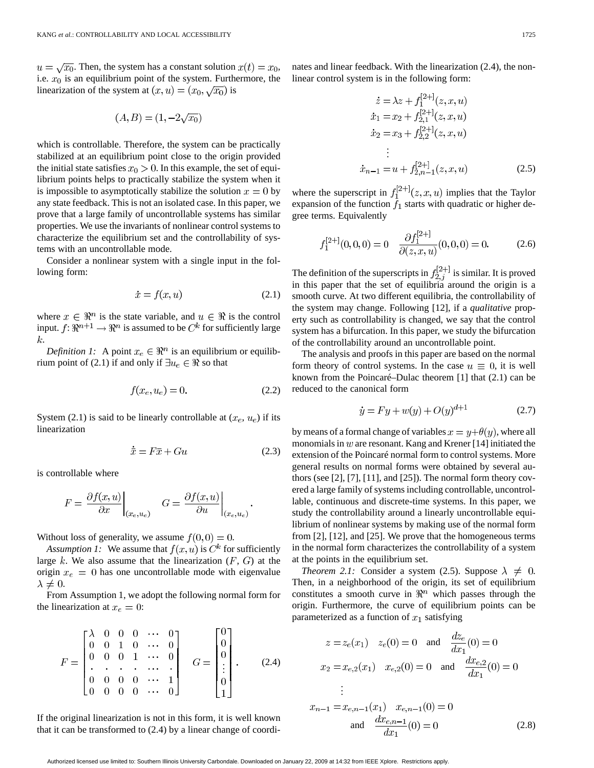$u = \sqrt{x_0}$. Then, the system has a constant solution $x(t) = x_0$, i.e. $x_0$ is an equilibrium point of the system. Furthermore, the linearization of the system at $(x, u) = (x_0, \sqrt{x_0})$ is

$$(A, B) = (1, -2\sqrt{x_0})$$

which is controllable. Therefore, the system can be practically stabilized at an equilibrium point close to the origin provided the initial state satisfies $x_0 > 0$. In this example, the set of equilibrium points helps to practically stabilize the system when it is impossible to asymptotically stabilize the solution $x = 0$ by any state feedback. This is not an isolated case. In this paper, we prove that a large family of uncontrollable systems has similar properties. We use the invariants of nonlinear control systems to characterize the equilibrium set and the controllability of systems with an uncontrollable mode.

Consider a nonlinear system with a single input in the following form:

$$\dot{x} = f(x, u) \tag{2.1}$$

where $x \in \Re^n$ is the state variable, and $u \in \Re$ is the control input. $f: \Re^{n+1} \rightarrow \Re^n$ is assumed to be $C^k$ for sufficiently large $k$.

*Definition 1:* A point $x_e \in \Re^n$ is an equilibrium or equilibrium point of (2.1) if and only if $\exists u_e \in \Re$ so that

$$f(x_e, u_e) = 0. \tag{2.2}$$

System (2.1) is said to be linearly controllable at $(x_e, u_e)$ if its linearization

$$\dot{\bar{x}} = F\bar{x} + Gu \tag{2.3}$$

is controllable where

$$F = \left.\frac{\partial f(x,u)}{\partial x}\right|_{(x_e,u_e)} \quad G = \left.\frac{\partial f(x,u)}{\partial u}\right|_{(x_e,u_e)}.$$

Without loss of generality, we assume $f(0, 0) = 0$.

*Assumption 1:* We assume that $f(x, u)$ is $C^k$ for sufficiently large $k$. We also assume that the linearization $(F, G)$ at the origin $x_e = 0$ has one uncontrollable mode with eigenvalue $\lambda \neq 0$.

From Assumption 1, we adopt the following normal form for the linearization at $x_e = 0$:

$$F = \begin{bmatrix} \lambda & 0 & 0 & 0 & \cdots & 0 \\ 0 & 0 & 1 & 0 & \cdots & 0 \\ 0 & 0 & 0 & 1 & \cdots & 0 \\ \cdot & \cdot & \cdot & \cdot & \cdots & \cdot \\ 0 & 0 & 0 & 0 & \cdots & 1 \\ 0 & 0 & 0 & 0 & \cdots & 0 \end{bmatrix} \quad G = \begin{bmatrix} 0 \\ 0 \\ 0 \\ \vdots \\ 0 \\ 1 \end{bmatrix}. \tag{2.4}$$

If the original linearization is not in this form, it is well known that it can be transformed to (2.4) by a linear change of coordinates and linear feedback. With the linearization (2.4), the nonlinear control system is in the following form:

$$\begin{aligned} \dot{z} &= \lambda z + f_1^{[2+]}(z, x, u) \\ \dot{x}_1 &= x_2 + f_{2,1}^{[2+]}(z, x, u) \\ \dot{x}_2 &= x_3 + f_{2,2}^{[2+]}(z, x, u) \\ &\vdots \\ \dot{x}_{n-1} &= u + f_{2,n-1}^{[2+]}(z, x, u) \end{aligned} \tag{2.5}$$

where the superscript in $f_1^{[2+]}(z, x, u)$ implies that the Taylor expansion of the function $f_1$ starts with quadratic or higher degree terms. Equivalently

$$f_1^{[2+]}(0, 0, 0) = 0 \quad \frac{\partial f_1^{[2+]}}{\partial(z, x, u)}(0, 0, 0) = 0. \tag{2.6}$$

The definition of the superscripts in $f_{2,j}^{[2+]}$ is similar. It is proved in this paper that the set of equilibria around the origin is a smooth curve. At two different equilibria, the controllability of the system may change. Following [12], if a *qualitative* property such as controllability is changed, we say that the control system has a bifurcation. In this paper, we study the bifurcation of the controllability around an uncontrollable point.

The analysis and proofs in this paper are based on the normal form theory of control systems. In the case $u \equiv 0$, it is well known from the Poincaré–Dulac theorem [1] that (2.1) can be reduced to the canonical form

$$\dot{y} = Fy + w(y) + O(y)^{d+1} \tag{2.7}$$

by means of a formal change of variables $x = y + \theta(y)$, where all monomials in $w$ are resonant. Kang and Krener [14] initiated the extension of the Poincaré normal form to control systems. More general results on normal forms were obtained by several authors (see [2], [7], [11], and [25]). The normal form theory covered a large family of systems including controllable, uncontrollable, continuous and discrete-time systems. In this paper, we study the controllability around a linearly uncontrollable equilibrium of nonlinear systems by making use of the normal form from [2], [12], and [25]. We prove that the homogeneous terms in the normal form characterizes the controllability of a system at the points in the equilibrium set.

*Theorem 2.1:* Consider a system (2.5). Suppose $\lambda \neq 0$. Then, in a neighborhood of the origin, its set of equilibrium constitutes a smooth curve in $\Re^n$ which passes through the origin. Furthermore, the curve of equilibrium points can be parameterized as a function of $x_1$ satisfying

$$\begin{aligned} z &= z_e(x_1) \quad z_e(0) = 0 \quad \text{and} \quad \frac{dz_e}{dx_1}(0) = 0 \\ x_2 &= x_{e,2}(x_1) \quad x_{e,2}(0) = 0 \quad \text{and} \quad \frac{dx_{e,2}}{dx_1}(0) = 0 \\ &\vdots \\ x_{n-1} &= x_{e,n-1}(x_1) \quad x_{e,n-1}(0) = 0 \\ &\qquad \text{and} \quad \frac{dx_{e,n-1}}{dx_1}(0) = 0 \end{aligned} \tag{2.8}$$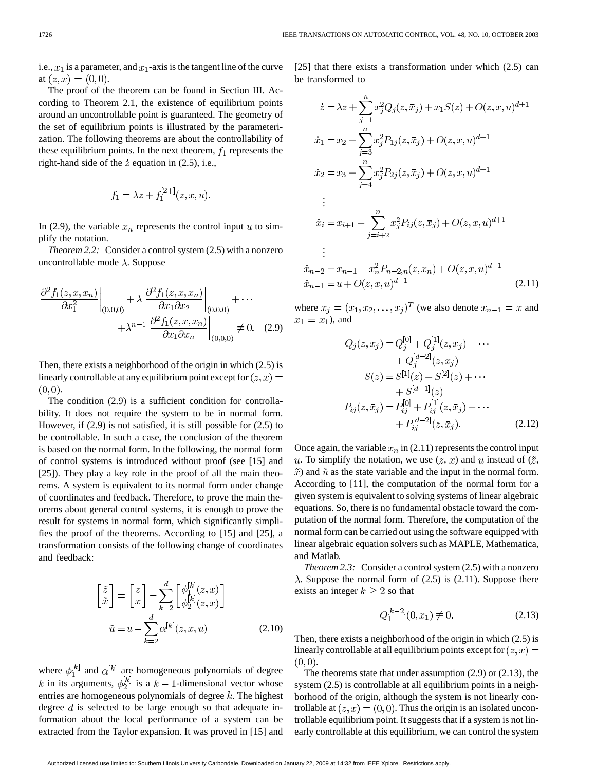i.e., $x_1$ is a parameter, and $x_1$-axis is the tangent line of the curve at $(z, x) = (0, 0)$.

The proof of the theorem can be found in Section III. According to Theorem 2.1, the existence of equilibrium points around an uncontrollable point is guaranteed. The geometry of the set of equilibrium points is illustrated by the parameterization. The following theorems are about the controllability of these equilibrium points. In the next theorem, $f_1$ represents the right-hand side of the $\dot{z}$ equation in (2.5), i.e.,

$$f_1 = \lambda z + f_1^{[2+]}(z, x, u).$$

In (2.9), the variable $x_n$ represents the control input $u$ to simplify the notation.

*Theorem 2.2:* Consider a control system (2.5) with a nonzero uncontrollable mode $\lambda$. Suppose

$$\left.\frac{\partial^2 f_1(z,x,x_n)}{\partial x_1^2}\right|_{(0,0,0)} + \lambda \left.\frac{\partial^2 f_1(z,x,x_n)}{\partial x_1 \partial x_2}\right|_{(0,0,0)} + \cdots + \lambda^{n-1} \left.\frac{\partial^2 f_1(z,x,x_n)}{\partial x_1 \partial x_n}\right|_{(0,0,0)} \neq 0. \quad (2.9)$$

Then, there exists a neighborhood of the origin in which (2.5) is linearly controllable at any equilibrium point except for $(z, x) = (0, 0)$.

The condition (2.9) is a sufficient condition for controllability. It does not require the system to be in normal form. However, if (2.9) is not satisfied, it is still possible for (2.5) to be controllable. In such a case, the conclusion of the theorem is based on the normal form. In the following, the normal form of control systems is introduced without proof (see [15] and [25]). They play a key role in the proof of all the main theorems. A system is equivalent to its normal form under change of coordinates and feedback. Therefore, to prove the main theorems about general control systems, it is enough to prove the result for systems in normal form, which significantly simplifies the proof of the theorems. According to [15] and [25], a transformation consists of the following change of coordinates and feedback:

$$\begin{bmatrix} \tilde{z} \\ \tilde{x} \end{bmatrix} = \begin{bmatrix} z \\ x \end{bmatrix} - \sum_{k=2}^{d} \begin{bmatrix} \phi_1^{[k]}(z,x) \\ \phi_2^{[k]}(z,x) \end{bmatrix}$$
$$\tilde{u} = u - \sum_{k=2}^{d} \alpha^{[k]}(z,x,u) \quad (2.10)$$

where $\phi_1^{[k]}$ and $\alpha^{[k]}$ are homogeneous polynomials of degree $k$ in its arguments, $\phi_2^{[k]}$ is a $k-1$-dimensional vector whose entries are homogeneous polynomials of degree $k$. The highest degree $d$ is selected to be large enough so that adequate information about the local performance of a system can be extracted from the Taylor expansion. It was proved in [15] and [25] that there exists a transformation under which (2.5) can be transformed to

$$\begin{aligned}
\dot{z} &= \lambda z + \sum_{j=1}^{n} x_j^2 Q_j(z, \bar{x}_j) + x_1 S(z) + O(z,x,u)^{d+1} \\
\dot{x}_1 &= x_2 + \sum_{j=3}^{n} x_j^2 P_{1j}(z, \bar{x}_j) + O(z,x,u)^{d+1} \\
\dot{x}_2 &= x_3 + \sum_{j=4}^{n} x_j^2 P_{2j}(z, \bar{x}_j) + O(z,x,u)^{d+1} \\
&\vdots \\
\dot{x}_i &= x_{i+1} + \sum_{j=i+2}^{n} x_j^2 P_{ij}(z, \bar{x}_j) + O(z,x,u)^{d+1} \\
&\vdots \\
\dot{x}_{n-2} &= x_{n-1} + x_n^2 P_{n-2,n}(z, \bar{x}_n) + O(z,x,u)^{d+1} \\
\dot{x}_{n-1} &= u + O(z,x,u)^{d+1}
\end{aligned} \quad (2.11)$$

where $\bar{x}_j = (x_1, x_2, \ldots, x_j)^T$ (we also denote $\bar{x}_{n-1} = x$ and $\bar{x}_1 = x_1$), and

$$\begin{aligned}
Q_j(z, \bar{x}_j) &= Q_j^{[0]} + Q_j^{[1]}(z, \bar{x}_j) + \cdots + Q_j^{[d-2]}(z, \bar{x}_j) \\
S(z) &= S^{[1]}(z) + S^{[2]}(z) + \cdots + S^{[d-1]}(z) \\
P_{ij}(z, \bar{x}_j) &= P_{ij}^{[0]} + P_{ij}^{[1]}(z, \bar{x}_j) + \cdots + P_{ij}^{[d-2]}(z, \bar{x}_j).
\end{aligned} \quad (2.12)$$

Once again, the variable $x_n$ in (2.11) represents the control input $u$. To simplify the notation, we use $(z, x)$ and $u$ instead of $(\tilde{z}, \tilde{x})$ and $\tilde{u}$ as the state variable and the input in the normal form. According to [11], the computation of the normal form for a given system is equivalent to solving systems of linear algebraic equations. So, there is no fundamental obstacle toward the computation of the normal form. Therefore, the computation of the normal form can be carried out using the software equipped with linear algebraic equation solvers such as MAPLE, Mathematica, and Matlab.

*Theorem 2.3:* Consider a control system (2.5) with a nonzero $\lambda$. Suppose the normal form of (2.5) is (2.11). Suppose there exists an integer $k \geq 2$ so that

$$Q_1^{[k-2]}(0, x_1) \not\equiv 0. \quad (2.13)$$

Then, there exists a neighborhood of the origin in which (2.5) is linearly controllable at all equilibrium points except for $(z, x) = (0, 0)$.

The theorems state that under assumption (2.9) or (2.13), the system (2.5) is controllable at all equilibrium points in a neighborhood of the origin, although the system is not linearly controllable at $(z, x) = (0, 0)$. Thus the origin is an isolated uncontrollable equilibrium point. It suggests that if a system is not linearly controllable at this equilibrium, we can control the system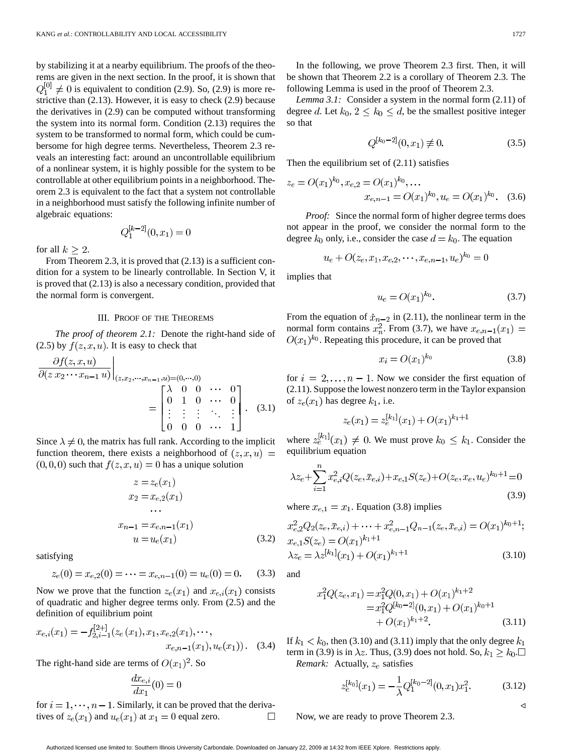by stabilizing it at a nearby equilibrium. The proofs of the theorems are given in the next section. In the proof, it is shown that $Q_1^{[0]} \neq 0$ is equivalent to condition (2.9). So, (2.9) is more restrictive than (2.13). However, it is easy to check (2.9) because the derivatives in (2.9) can be computed without transforming the system into its normal form. Condition (2.13) requires the system to be transformed to normal form, which could be cumbersome for high degree terms. Nevertheless, Theorem 2.3 reveals an interesting fact: around an uncontrollable equilibrium of a nonlinear system, it is highly possible for the system to be controllable at other equilibrium points in a neighborhood. Theorem 2.3 is equivalent to the fact that a system not controllable in a neighborhood must satisfy the following infinite number of algebraic equations:

$$Q_1^{[k-2]}(0, x_1) = 0$$

for all $k \geq 2$.

From Theorem 2.3, it is proved that (2.13) is a sufficient condition for a system to be linearly controllable. In Section V, it is proved that (2.13) is also a necessary condition, provided that the normal form is convergent.

## III. Proof of the Theorems

*The proof of theorem 2.1:* Denote the right-hand side of (2.5) by $f(z, x, u)$. It is easy to check that

$$\left.\frac{\partial f(z,x,u)}{\partial(z\, x_2 \cdots x_{n-1}\, u)}\right|_{(z,x_2,\cdots,x_{n-1},u)=(0,\cdots,0)} = \begin{bmatrix} \lambda & 0 & 0 & \cdots & 0 \\ 0 & 1 & 0 & \cdots & 0 \\ \vdots & \vdots & \vdots & \ddots & \vdots \\ 0 & 0 & 0 & \cdots & 1 \end{bmatrix}. \quad (3.1)$$

Since $\lambda \neq 0$, the matrix has full rank. According to the implicit function theorem, there exists a neighborhood of $(z, x, u) = (0, 0, 0)$ such that $f(z, x, u) = 0$ has a unique solution

$$\begin{aligned} z &= z_e(x_1) \\ x_2 &= x_{e,2}(x_1) \\ &\cdots \\ x_{n-1} &= x_{e,n-1}(x_1) \\ u &= u_e(x_1) \end{aligned} \quad (3.2)$$

satisfying

$$z_e(0) = x_{e,2}(0) = \cdots = x_{e,n-1}(0) = u_e(0) = 0. \quad (3.3)$$

Now we prove that the function $z_e(x_1)$ and $x_{e,i}(x_1)$ consists of quadratic and higher degree terms only. From (2.5) and the definition of equilibrium point

$$x_{e,i}(x_1) = -f_{2,i-1}^{[2+]}(z_e(x_1), x_1, x_{e,2}(x_1), \cdots, x_{e,n-1}(x_1), u_e(x_1)). \quad (3.4)$$

The right-hand side are terms of $O(x_1)^2$. So

$$\frac{dx_{e,i}}{dx_1}(0) = 0$$

for $i = 1, \cdots, n-1$. Similarly, it can be proved that the derivatives of $z_e(x_1)$ and $u_e(x_1)$ at $x_1 = 0$ equal zero. □

In the following, we prove Theorem 2.3 first. Then, it will be shown that Theorem 2.2 is a corollary of Theorem 2.3. The following Lemma is used in the proof of Theorem 2.3.

*Lemma 3.1:* Consider a system in the normal form (2.11) of degree $d$. Let $k_0$, $2 \leq k_0 \leq d$, be the smallest positive integer so that

$$Q^{[k_0-2]}(0, x_1) \not\equiv 0. \quad (3.5)$$

Then the equilibrium set of (2.11) satisfies

$$z_e = O(x_1)^{k_0}, x_{e,2} = O(x_1)^{k_0}, \ldots \\ x_{e,n-1} = O(x_1)^{k_0}, u_e = O(x_1)^{k_0}. \quad (3.6)$$

*Proof:* Since the normal form of higher degree terms does not appear in the proof, we consider the normal form to the degree $k_0$ only, i.e., consider the case $d = k_0$. The equation

$$u_e + O(z_e, x_1, x_{e,2}, \cdots, x_{e,n-1}, u_e)^{k_0} = 0$$

implies that

$$u_e = O(x_1)^{k_0}. \quad (3.7)$$

From the equation of $\dot{x}_{n-2}$ in (2.11), the nonlinear term in the normal form contains $x_n^2$. From (3.7), we have $x_{e,n-1}(x_1) = O(x_1)^{k_0}$. Repeating this procedure, it can be proved that

$$x_i = O(x_1)^{k_0} \quad (3.8)$$

for $i = 2, \ldots, n-1$. Now we consider the first equation of (2.11). Suppose the lowest nonzero term in the Taylor expansion of $z_e(x_1)$ has degree $k_1$, i.e.

$$z_e(x_1) = z_e^{[k_1]}(x_1) + O(x_1)^{k_1+1}$$

where $z_e^{[k_1]}(x_1) \neq 0$. We must prove $k_0 \leq k_1$. Consider the equilibrium equation

$$\lambda z_e + \sum_{i=1}^{n} x_{e,i}^2 Q(z_e, \bar{x}_{e,i}) + x_{e,1} S(z_e) + O(z_e, x_e, u_e)^{k_0+1} = 0 \quad (3.9)$$

where $x_{e,1} = x_1$. Equation (3.8) implies

$$\begin{aligned} &x_{e,2}^2 Q_2(z_e, \bar{x}_{e,i}) + \cdots + x_{e,n-1}^2 Q_{n-1}(z_e, \bar{x}_{e,i}) = O(x_1)^{k_0+1}; \\ &x_{e,1} S(z_e) = O(x_1)^{k_1+1} \\ &\lambda z_e = \lambda z^{[k_1]}(x_1) + O(x_1)^{k_1+1} \end{aligned} \quad (3.10)$$

and

$$\begin{aligned} x_1^2 Q(z_e, x_1) &= x_1^2 Q(0, x_1) + O(x_1)^{k_1+2} \\ &= x_1^2 Q^{[k_0-2]}(0, x_1) + O(x_1)^{k_0+1} \\ &\quad + O(x_1)^{k_1+2}. \end{aligned} \quad (3.11)$$

If $k_1 < k_0$, then (3.10) and (3.11) imply that the only degree $k_1$ term in (3.9) is in $\lambda z$. Thus, (3.9) does not hold. So, $k_1 \geq k_0$. □

*Remark:* Actually, $z_e$ satisfies

$$z_e^{[k_0]}(x_1) = -\frac{1}{\lambda} Q_1^{[k_0-2]}(0, x_1) x_1^2. \quad (3.12)$$

◁

Now, we are ready to prove Theorem 2.3.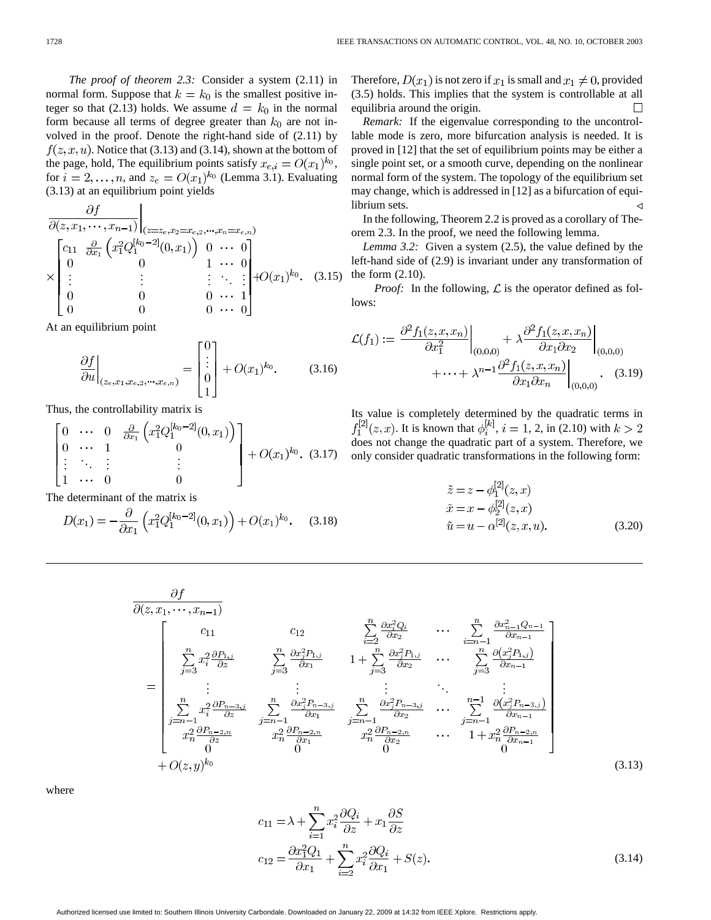*The proof of theorem 2.3:* Consider a system (2.11) in normal form. Suppose that $k = k_0$ is the smallest positive integer so that (2.13) holds. We assume $d = k_0$ in the normal form because all terms of degree greater than $k_0$ are not involved in the proof. Denote the right-hand side of (2.11) by $f(z, x, u)$. Notice that (3.13) and (3.14), shown at the bottom of the page, hold, The equilibrium points satisfy $x_{e,i} = O(x_1)^{k_0}$, for $i = 2, \ldots, n$, and $z_e = O(x_1)^{k_0}$ (Lemma 3.1). Evaluating (3.13) at an equilibrium point yields

$$\left.\frac{\partial f}{\partial(z, x_1, \cdots, x_{n-1})}\right|_{(z=z_e, x_2=x_{e,2}, \cdots, x_n=x_{e,n})} \times \begin{bmatrix} c_{11} & \frac{\partial}{\partial x_1}\left(x_1^2 Q_1^{[k_0-2]}(0, x_1)\right) & 0 & \cdots & 0 \\ 0 & 0 & 1 & \cdots & 0 \\ \vdots & \vdots & \vdots & \ddots & \vdots \\ 0 & 0 & 0 & \cdots & 1 \\ 0 & 0 & 0 & \cdots & 0 \end{bmatrix} + O(x_1)^{k_0}. \quad (3.15)$$

At an equilibrium point

$$\left.\frac{\partial f}{\partial u}\right|_{(z_e, x_1, x_{e,2}, \cdots, x_{e,n})} = \begin{bmatrix} 0 \\ \vdots \\ 0 \\ 1 \end{bmatrix} + O(x_1)^{k_0}. \quad (3.16)$$

Thus, the controllability matrix is

$$\begin{bmatrix} 0 & \cdots & 0 & \frac{\partial}{\partial x_1}\left(x_1^2 Q_1^{[k_0-2]}(0, x_1)\right) \\ 0 & \cdots & 1 & 0 \\ \vdots & \ddots & \vdots & \vdots \\ 1 & \cdots & 0 & 0 \end{bmatrix} + O(x_1)^{k_0}. \quad (3.17)$$

The determinant of the matrix is

$$D(x_1) = -\frac{\partial}{\partial x_1}\left(x_1^2 Q_1^{[k_0-2]}(0, x_1)\right) + O(x_1)^{k_0}. \quad (3.18)$$

Therefore, $D(x_1)$ is not zero if $x_1$ is small and $x_1 \neq 0$, provided (3.5) holds. This implies that the system is controllable at all equilibria around the origin. □

*Remark:* If the eigenvalue corresponding to the uncontrollable mode is zero, more bifurcation analysis is needed. It is proved in [12] that the set of equilibrium points may be either a single point set, or a smooth curve, depending on the nonlinear normal form of the system. The topology of the equilibrium set may change, which is addressed in [12] as a bifurcation of equilibrium sets. ◁

In the following, Theorem 2.2 is proved as a corollary of Theorem 2.3. In the proof, we need the following lemma.

*Lemma 3.2:* Given a system (2.5), the value defined by the left-hand side of (2.9) is invariant under any transformation of the form (2.10).

*Proof:* In the following, $\mathcal{L}$ is the operator defined as follows:

$$\mathcal{L}(f_1) := \left.\frac{\partial^2 f_1(z, x, x_n)}{\partial x_1^2}\right|_{(0,0,0)} + \lambda \left.\frac{\partial^2 f_1(z, x, x_n)}{\partial x_1 \partial x_2}\right|_{(0,0,0)} + \cdots + \lambda^{n-1} \left.\frac{\partial^2 f_1(z, x, x_n)}{\partial x_1 \partial x_n}\right|_{(0,0,0)}. \quad (3.19)$$

Its value is completely determined by the quadratic terms in $f_1^{[2]}(z, x)$. It is known that $\phi_i^{[k]}$, $i = 1, 2$, in (2.10) with $k > 2$ does not change the quadratic part of a system. Therefore, we only consider quadratic transformations in the following form:

$$\begin{aligned} \tilde{z} &= z - \phi_1^{[2]}(z, x) \\ \tilde{x} &= x - \phi_2^{[2]}(z, x) \\ \tilde{u} &= u - \alpha^{[2]}(z, x, u). \end{aligned} \quad (3.20)$$

---

$$\frac{\partial f}{\partial(z, x_1, \cdots, x_{n-1})} = \begin{bmatrix} c_{11} & c_{12} & \sum\limits_{i=2}^{n} \frac{\partial x_i^2 Q_i}{\partial x_2} & \cdots & \sum\limits_{i=n-1}^{n} \frac{\partial x_{n-1}^2 Q_{n-1}}{\partial x_{n-1}} \\ \sum\limits_{j=3}^{n} x_i^2 \frac{\partial P_{1,j}}{\partial z} & \sum\limits_{j=3}^{n} \frac{\partial x_j^2 P_{1,j}}{\partial x_1} & 1 + \sum\limits_{j=3}^{n} \frac{\partial x_j^2 P_{1,j}}{\partial x_2} & \cdots & \sum\limits_{j=3}^{n} \frac{\partial\left(x_j^2 P_{1,j}\right)}{\partial x_{n-1}} \\ \vdots & \vdots & \vdots & \ddots & \vdots \\ \sum\limits_{j=n-1}^{n} x_i^2 \frac{\partial P_{n-3,j}}{\partial z} & \sum\limits_{j=n-1}^{n} \frac{\partial x_j^2 P_{n-3,j}}{\partial x_1} & \sum\limits_{j=n-1}^{n} \frac{\partial x_j^2 P_{n-3,j}}{\partial x_2} & \cdots & \sum\limits_{j=n-1}^{n-1} \frac{\partial\left(x_j^2 P_{n-3,j}\right)}{\partial x_{n-1}} \\ x_n^2 \frac{\partial P_{n-2,n}}{\partial z} & x_n^2 \frac{\partial P_{n-2,n}}{\partial x_1} & x_n^2 \frac{\partial P_{n-2,n}}{\partial x_2} & \cdots & 1 + x_n^2 \frac{\partial P_{n-2,n}}{\partial x_{n-1}} \\ 0 & 0 & 0 & & 0 \end{bmatrix} + O(z, y)^{k_0} \quad (3.13)$$

where

$$\begin{aligned} c_{11} &= \lambda + \sum_{i=1}^{n} x_i^2 \frac{\partial Q_i}{\partial z} + x_1 \frac{\partial S}{\partial z} \\ c_{12} &= \frac{\partial x_1^2 Q_1}{\partial x_1} + \sum_{i=2}^{n} x_i^2 \frac{\partial Q_i}{\partial x_1} + S(z). \end{aligned} \quad (3.14)$$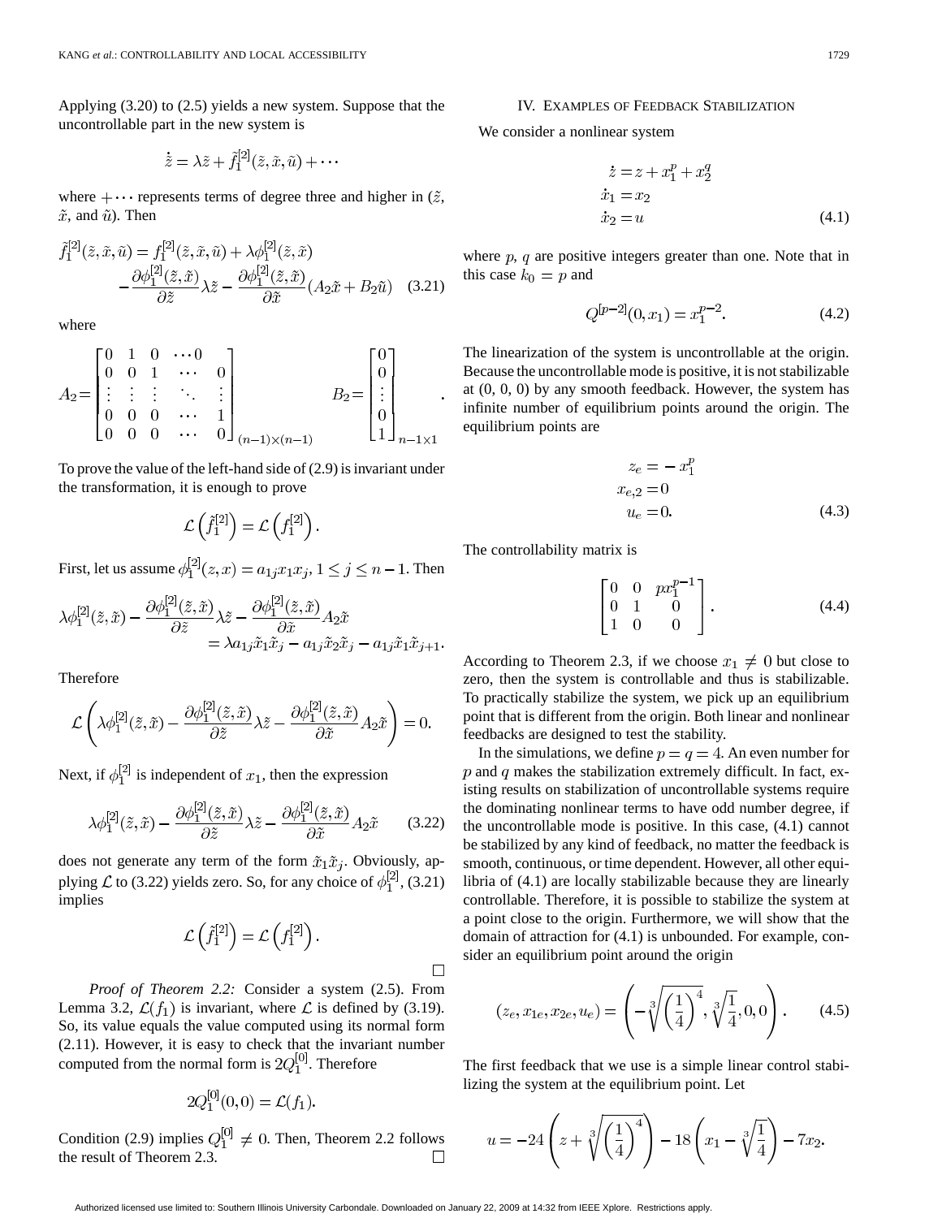Applying (3.20) to (2.5) yields a new system. Suppose that the uncontrollable part in the new system is

$$\dot{\tilde{z}} = \lambda\tilde{z} + \tilde{f}_1^{[2]}(\tilde{z}, \tilde{x}, \tilde{u}) + \cdots$$

where $+\cdots$ represents terms of degree three and higher in ($\tilde{z}$, $\tilde{x}$, and $\tilde{u}$). Then

$$\tilde{f}_1^{[2]}(\tilde{z}, \tilde{x}, \tilde{u}) = f_1^{[2]}(\tilde{z}, \tilde{x}, \tilde{u}) + \lambda\phi_1^{[2]}(\tilde{z}, \tilde{x}) - \frac{\partial \phi_1^{[2]}(\tilde{z}, \tilde{x})}{\partial \tilde{z}}\lambda\tilde{z} - \frac{\partial \phi_1^{[2]}(\tilde{z}, \tilde{x})}{\partial \tilde{x}}(A_2\tilde{x} + B_2\tilde{u}) \quad (3.21)$$

where

$$A_2 = \begin{bmatrix} 0 & 1 & 0 & \cdots 0 \\ 0 & 0 & 1 & \cdots & 0 \\ \vdots & \vdots & \vdots & \ddots & \vdots \\ 0 & 0 & 0 & \cdots & 1 \\ 0 & 0 & 0 & \cdots & 0 \end{bmatrix}_{(n-1)\times(n-1)} \qquad B_2 = \begin{bmatrix} 0 \\ 0 \\ \vdots \\ 0 \\ 1 \end{bmatrix}_{n-1\times 1}.$$

To prove the value of the left-hand side of (2.9) is invariant under the transformation, it is enough to prove

$$\mathcal{L}\left(\tilde{f}_1^{[2]}\right) = \mathcal{L}\left(f_1^{[2]}\right).$$

First, let us assume $\phi_1^{[2]}(z, x) = a_{1j}x_1x_j$, $1 \leq j \leq n-1$. Then

$$\lambda\phi_1^{[2]}(\tilde{z}, \tilde{x}) - \frac{\partial \phi_1^{[2]}(\tilde{z}, \tilde{x})}{\partial \tilde{z}}\lambda\tilde{z} - \frac{\partial \phi_1^{[2]}(\tilde{z}, \tilde{x})}{\partial \tilde{x}}A_2\tilde{x} = \lambda a_{1j}\tilde{x}_1\tilde{x}_j - a_{1j}\tilde{x}_2\tilde{x}_j - a_{1j}\tilde{x}_1\tilde{x}_{j+1}.$$

Therefore

$$\mathcal{L}\left(\lambda\phi_1^{[2]}(\tilde{z}, \tilde{x}) - \frac{\partial \phi_1^{[2]}(\tilde{z}, \tilde{x})}{\partial \tilde{z}}\lambda\tilde{z} - \frac{\partial \phi_1^{[2]}(\tilde{z}, \tilde{x})}{\partial \tilde{x}}A_2\tilde{x}\right) = 0.$$

Next, if $\phi_1^{[2]}$ is independent of $x_1$, then the expression

$$\lambda\phi_1^{[2]}(\tilde{z}, \tilde{x}) - \frac{\partial \phi_1^{[2]}(\tilde{z}, \tilde{x})}{\partial \tilde{z}}\lambda\tilde{z} - \frac{\partial \phi_1^{[2]}(\tilde{z}, \tilde{x})}{\partial \tilde{x}}A_2\tilde{x} \quad (3.22)$$

does not generate any term of the form $\tilde{x}_1\tilde{x}_j$. Obviously, applying $\mathcal{L}$ to (3.22) yields zero. So, for any choice of $\phi_1^{[2]}$, (3.21) implies

$$\mathcal{L}\left(\tilde{f}_1^{[2]}\right) = \mathcal{L}\left(f_1^{[2]}\right).$$

□

*Proof of Theorem 2.2:* Consider a system (2.5). From Lemma 3.2, $\mathcal{L}(f_1)$ is invariant, where $\mathcal{L}$ is defined by (3.19). So, its value equals the value computed using its normal form (2.11). However, it is easy to check that the invariant number computed from the normal form is $2Q_1^{[0]}$. Therefore

$$2Q_1^{[0]}(0, 0) = \mathcal{L}(f_1).$$

Condition (2.9) implies $Q_1^{[0]} \neq 0$. Then, Theorem 2.2 follows the result of Theorem 2.3. □

## IV. Examples of Feedback Stabilization

We consider a nonlinear system

$$\begin{aligned} \dot{z} &= z + x_1^p + x_2^q \\ \dot{x}_1 &= x_2 \\ \dot{x}_2 &= u \end{aligned} \quad (4.1)$$

where $p$, $q$ are positive integers greater than one. Note that in this case $k_0 = p$ and

$$Q^{[p-2]}(0, x_1) = x_1^{p-2}. \quad (4.2)$$

The linearization of the system is uncontrollable at the origin. Because the uncontrollable mode is positive, it is not stabilizable at (0, 0, 0) by any smooth feedback. However, the system has infinite number of equilibrium points around the origin. The equilibrium points are

$$\begin{aligned} z_e &= -x_1^p \\ x_{e,2} &= 0 \\ u_e &= 0. \end{aligned} \quad (4.3)$$

The controllability matrix is

$$\begin{bmatrix} 0 & 0 & px_1^{p-1} \\ 0 & 1 & 0 \\ 1 & 0 & 0 \end{bmatrix}. \quad (4.4)$$

According to Theorem 2.3, if we choose $x_1 \neq 0$ but close to zero, then the system is controllable and thus is stabilizable. To practically stabilize the system, we pick up an equilibrium point that is different from the origin. Both linear and nonlinear feedbacks are designed to test the stability.

In the simulations, we define $p = q = 4$. An even number for $p$ and $q$ makes the stabilization extremely difficult. In fact, existing results on stabilization of uncontrollable systems require the dominating nonlinear terms to have odd number degree, if the uncontrollable mode is positive. In this case, (4.1) cannot be stabilized by any kind of feedback, no matter the feedback is smooth, continuous, or time dependent. However, all other equilibria of (4.1) are locally stabilizable because they are linearly controllable. Therefore, it is possible to stabilize the system at a point close to the origin. Furthermore, we will show that the domain of attraction for (4.1) is unbounded. For example, consider an equilibrium point around the origin

$$(z_e, x_{1e}, x_{2e}, u_e) = \left(-\sqrt[3]{\left(\frac{1}{4}\right)^4}, \sqrt[3]{\frac{1}{4}}, 0, 0\right). \quad (4.5)$$

The first feedback that we use is a simple linear control stabilizing the system at the equilibrium point. Let

$$u = -24\left(z + \sqrt[3]{\left(\frac{1}{4}\right)^4}\right) - 18\left(x_1 - \sqrt[3]{\frac{1}{4}}\right) - 7x_2.$$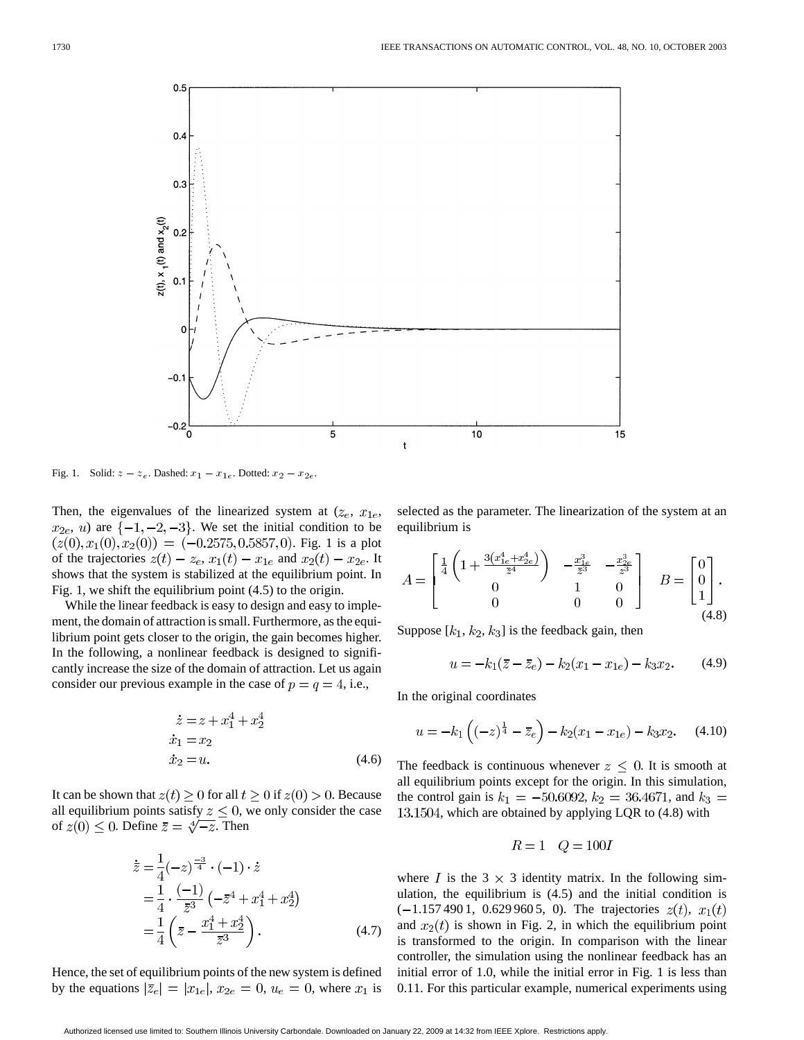0.5
0.4
0.3
0.2
0.1
0
−0.1
−0.2
z(t), x_1(t) and x_2(t)
0
5
10
15
t

Fig. 1. Solid: $z - z_e$. Dashed: $x_1 - x_{1e}$. Dotted: $x_2 - x_{2e}$.

Then, the eigenvalues of the linearized system at ($z_e$, $x_{1e}$, $x_{2e}$, $u$) are $\{-1, -2, -3\}$. We set the initial condition to be $(z(0), x_1(0), x_2(0)) = (-0.2575, 0.5857, 0)$. Fig. 1 is a plot of the trajectories $z(t) - z_e$, $x_1(t) - x_{1e}$ and $x_2(t) - x_{2e}$. It shows that the system is stabilized at the equilibrium point. In Fig. 1, we shift the equilibrium point (4.5) to the origin.

While the linear feedback is easy to design and easy to implement, the domain of attraction is small. Furthermore, as the equilibrium point gets closer to the origin, the gain becomes higher. In the following, a nonlinear feedback is designed to significantly increase the size of the domain of attraction. Let us again consider our previous example in the case of $p = q = 4$, i.e.,

$$
\begin{aligned}
\dot{z} &= z + x_1^4 + x_2^4 \\
\dot{x}_1 &= x_2 \\
\dot{x}_2 &= u.
\end{aligned}
\tag{4.6}
$$

It can be shown that $z(t) \geq 0$ for all $t \geq 0$ if $z(0) > 0$. Because all equilibrium points satisfy $z \leq 0$, we only consider the case of $z(0) \leq 0$. Define $\bar{z} = \sqrt[4]{-z}$. Then

$$
\begin{aligned}
\dot{\bar{z}} &= \frac{1}{4}(-z)^{\frac{-3}{4}} \cdot (-1) \cdot \dot{z} \\
&= \frac{1}{4} \cdot \frac{(-1)}{\bar{z}^3}\left(-\bar{z}^4 + x_1^4 + x_2^4\right) \\
&= \frac{1}{4}\left(\bar{z} - \frac{x_1^4 + x_2^4}{\bar{z}^3}\right).
\end{aligned}
\tag{4.7}
$$

Hence, the set of equilibrium points of the new system is defined by the equations $|\bar{z}_e| = |x_{1e}|$, $x_{2e} = 0$, $u_e = 0$, where $x_1$ is selected as the parameter. The linearization of the system at an equilibrium is

$$
A = \begin{bmatrix} \frac{1}{4}\left(1 + \frac{3\left(x_{1e}^4 + x_{2e}^4\right)}{\bar{z}^4}\right) & -\frac{x_{1e}^3}{\bar{z}^3} & -\frac{x_{2e}^3}{\bar{z}^3} \\ 0 & 1 & 0 \\ 0 & 0 & 0 \end{bmatrix} \quad B = \begin{bmatrix} 0 \\ 0 \\ 1 \end{bmatrix}.
\tag{4.8}
$$

Suppose $[k_1, k_2, k_3]$ is the feedback gain, then

$$
u = -k_1(\bar{z} - \bar{z}_e) - k_2(x_1 - x_{1e}) - k_3 x_2.
\tag{4.9}
$$

In the original coordinates

$$
u = -k_1\left((-z)^{\frac{1}{4}} - \bar{z}_e\right) - k_2(x_1 - x_{1e}) - k_3 x_2.
\tag{4.10}
$$

The feedback is continuous whenever $z \leq 0$. It is smooth at all equilibrium points except for the origin. In this simulation, the control gain is $k_1 = -50.6092$, $k_2 = 36.4671$, and $k_3 = 13.1504$, which are obtained by applying LQR to (4.8) with

$$
R = 1 \quad Q = 100I
$$

where $I$ is the $3 \times 3$ identity matrix. In the following simulation, the equilibrium is (4.5) and the initial condition is $(-1.157\,490\,1,\ 0.629\,960\,5,\ 0)$. The trajectories $z(t)$, $x_1(t)$ and $x_2(t)$ is shown in Fig. 2, in which the equilibrium point is transformed to the origin. In comparison with the linear controller, the simulation using the nonlinear feedback has an initial error of 1.0, while the initial error in Fig. 1 is less than 0.11. For this particular example, numerical experiments using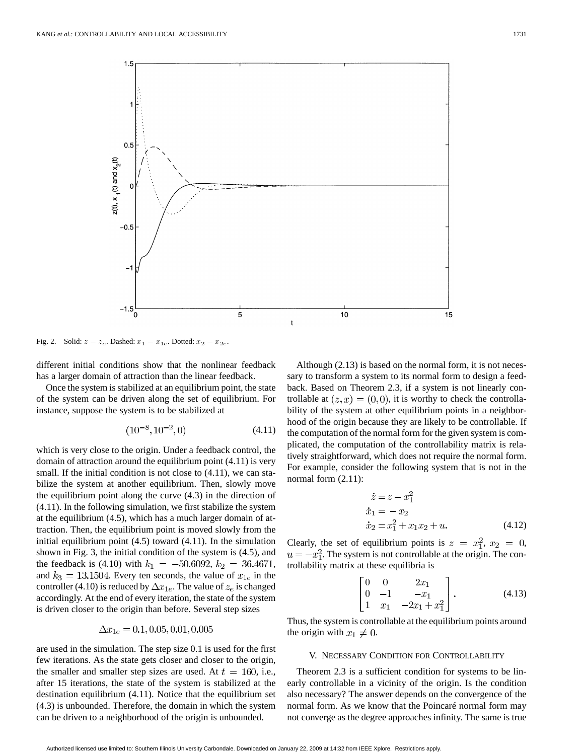1.5

1

0.5

0

−0.5

−1

−1.5

0

5

10

15

t

z(t), x_1(t) and x_2(t)

Fig. 2. Solid: $z - z_e$. Dashed: $x_1 - x_{1e}$. Dotted: $x_2 - x_{2e}$.

different initial conditions show that the nonlinear feedback has a larger domain of attraction than the linear feedback.

Once the system is stabilized at an equilibrium point, the state of the system can be driven along the set of equilibrium. For instance, suppose the system is to be stabilized at

$$(10^{-8}, 10^{-2}, 0) \tag{4.11}$$

which is very close to the origin. Under a feedback control, the domain of attraction around the equilibrium point (4.11) is very small. If the initial condition is not close to (4.11), we can stabilize the system at another equilibrium. Then, slowly move the equilibrium point along the curve (4.3) in the direction of (4.11). In the following simulation, we first stabilize the system at the equilibrium (4.5), which has a much larger domain of attraction. Then, the equilibrium point is moved slowly from the initial equilibrium point (4.5) toward (4.11). In the simulation shown in Fig. 3, the initial condition of the system is (4.5), and the feedback is (4.10) with $k_1 = -50.6092$, $k_2 = 36.4671$, and $k_3 = 13.1504$. Every ten seconds, the value of $x_{1e}$ in the controller (4.10) is reduced by $\Delta x_{1e}$. The value of $z_e$ is changed accordingly. At the end of every iteration, the state of the system is driven closer to the origin than before. Several step sizes

$$\Delta x_{1e} = 0.1, 0.05, 0.01, 0.005$$

are used in the simulation. The step size 0.1 is used for the first few iterations. As the state gets closer and closer to the origin, the smaller and smaller step sizes are used. At $t = 160$, i.e., after 15 iterations, the state of the system is stabilized at the destination equilibrium (4.11). Notice that the equilibrium set (4.3) is unbounded. Therefore, the domain in which the system can be driven to a neighborhood of the origin is unbounded.

Although (2.13) is based on the normal form, it is not necessary to transform a system to its normal form to design a feedback. Based on Theorem 2.3, if a system is not linearly controllable at $(z, x) = (0, 0)$, it is worthy to check the controllability of the system at other equilibrium points in a neighborhood of the origin because they are likely to be controllable. If the computation of the normal form for the given system is complicated, the computation of the controllability matrix is relatively straightforward, which does not require the normal form. For example, consider the following system that is not in the normal form (2.11):

$$\begin{aligned} \dot{z} &= z - x_1^2 \\ \dot{x}_1 &= -x_2 \\ \dot{x}_2 &= x_1^2 + x_1 x_2 + u. \end{aligned} \tag{4.12}$$

Clearly, the set of equilibrium points is $z = x_1^2$, $x_2 = 0$, $u = -x_1^2$. The system is not controllable at the origin. The controllability matrix at these equilibria is

$$\begin{bmatrix} 0 & 0 & 2x_1 \\ 0 & -1 & -x_1 \\ 1 & x_1 & -2x_1 + x_1^2 \end{bmatrix}. \tag{4.13}$$

Thus, the system is controllable at the equilibrium points around the origin with $x_1 \neq 0$.

## V. Necessary Condition for Controllability

Theorem 2.3 is a sufficient condition for systems to be linearly controllable in a vicinity of the origin. Is the condition also necessary? The answer depends on the convergence of the normal form. As we know that the Poincaré normal form may not converge as the degree approaches infinity. The same is true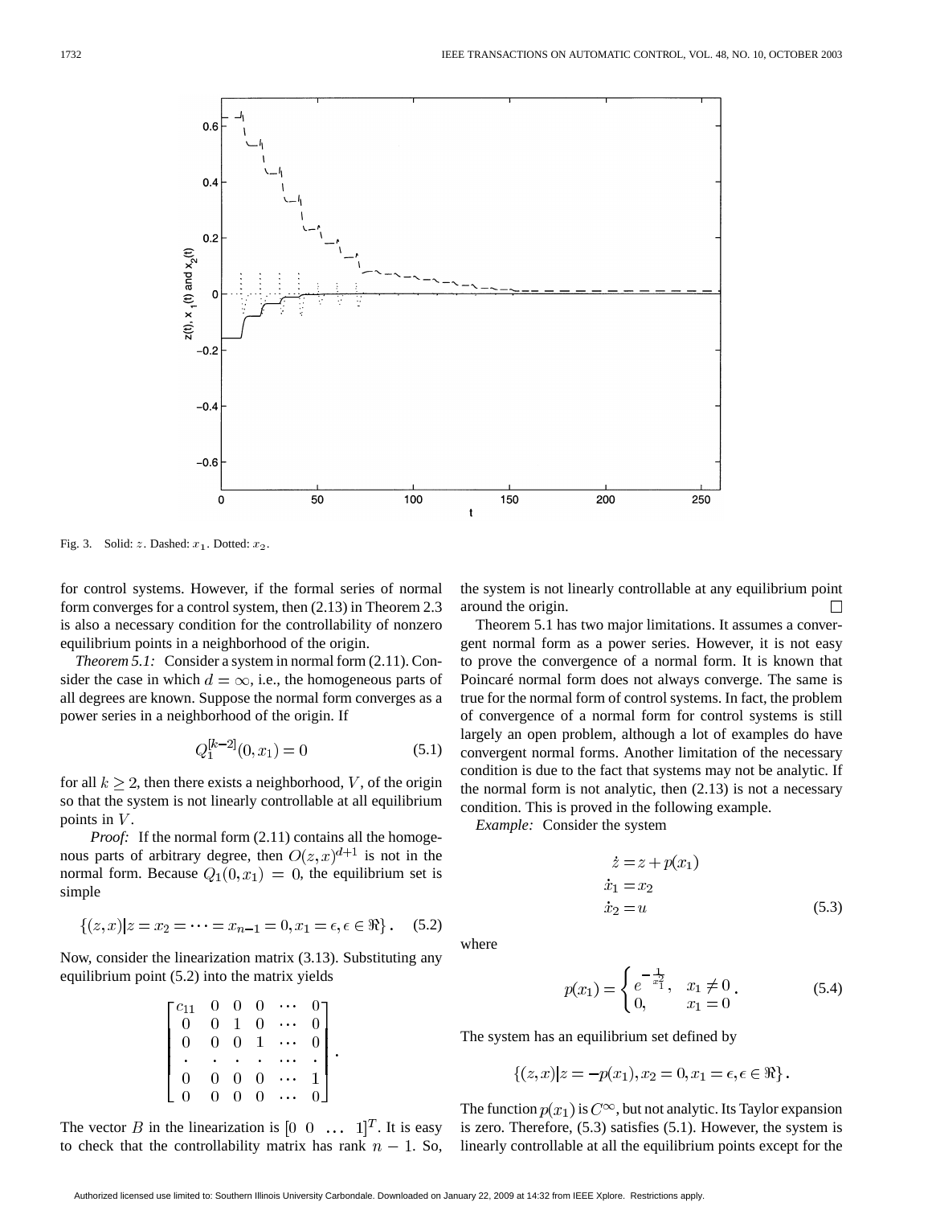0.6
0.4
0.2
0
−0.2
−0.4
−0.6
0 50 100 150 200 250
t
z(t), x_1(t) and x_2(t)

Fig. 3. Solid: $z$. Dashed: $x_1$. Dotted: $x_2$.

for control systems. However, if the formal series of normal form converges for a control system, then (2.13) in Theorem 2.3 is also a necessary condition for the controllability of nonzero equilibrium points in a neighborhood of the origin.

*Theorem 5.1:* Consider a system in normal form (2.11). Consider the case in which $d = \infty$, i.e., the homogeneous parts of all degrees are known. Suppose the normal form converges as a power series in a neighborhood of the origin. If

$$Q_1^{[k-2]}(0, x_1) = 0 \tag{5.1}$$

for all $k \geq 2$, then there exists a neighborhood, $V$, of the origin so that the system is not linearly controllable at all equilibrium points in $V$.

*Proof:* If the normal form (2.11) contains all the homogenous parts of arbitrary degree, then $O(z, x)^{d+1}$ is not in the normal form. Because $Q_1(0, x_1) = 0$, the equilibrium set is simple

$$\{(z, x) | z = x_2 = \cdots = x_{n-1} = 0, x_1 = \epsilon, \epsilon \in \Re\}. \tag{5.2}$$

Now, consider the linearization matrix (3.13). Substituting any equilibrium point (5.2) into the matrix yields

$$\begin{bmatrix} c_{11} & 0 & 0 & 0 & \cdots & 0 \\ 0 & 0 & 1 & 0 & \cdots & 0 \\ 0 & 0 & 0 & 1 & \cdots & 0 \\ \cdot & \cdot & \cdot & \cdot & \cdots & \cdot \\ 0 & 0 & 0 & 0 & \cdots & 1 \\ 0 & 0 & 0 & 0 & \cdots & 0 \end{bmatrix}.$$

The vector $B$ in the linearization is $[0 \ 0 \ \ldots \ 1]^T$. It is easy to check that the controllability matrix has rank $n-1$. So, the system is not linearly controllable at any equilibrium point around the origin. □

Theorem 5.1 has two major limitations. It assumes a convergent normal form as a power series. However, it is not easy to prove the convergence of a normal form. It is known that Poincaré normal form does not always converge. The same is true for the normal form of control systems. In fact, the problem of convergence of a normal form for control systems is still largely an open problem, although a lot of examples do have convergent normal forms. Another limitation of the necessary condition is due to the fact that systems may not be analytic. If the normal form is not analytic, then (2.13) is not a necessary condition. This is proved in the following example.

*Example:* Consider the system

$$\begin{aligned} \dot{z} &= z + p(x_1) \\ \dot{x}_1 &= x_2 \\ \dot{x}_2 &= u \end{aligned} \tag{5.3}$$

where

$$p(x_1) = \begin{cases} e^{-\frac{1}{x_1^2}}, & x_1 \neq 0 \\ 0, & x_1 = 0 \end{cases}. \tag{5.4}$$

The system has an equilibrium set defined by

$$\{(z, x) | z = -p(x_1), x_2 = 0, x_1 = \epsilon, \epsilon \in \Re\}.$$

The function $p(x_1)$ is $C^\infty$, but not analytic. Its Taylor expansion is zero. Therefore, (5.3) satisfies (5.1). However, the system is linearly controllable at all the equilibrium points except for the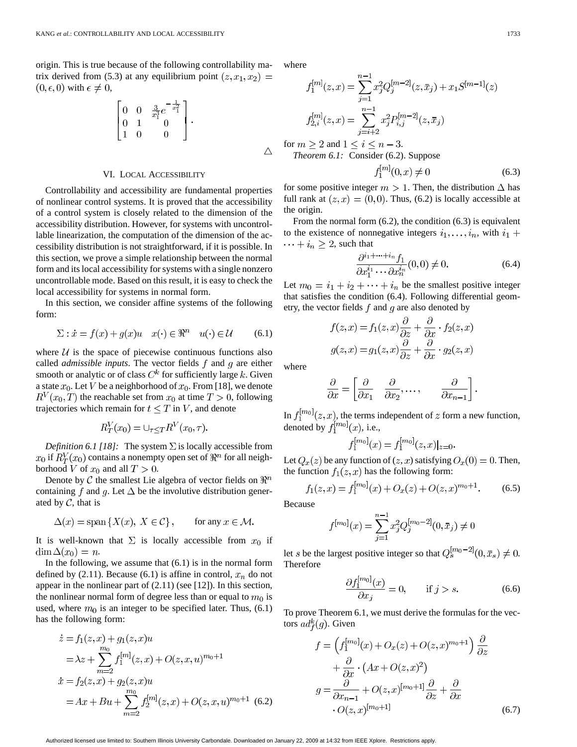origin. This is true because of the following controllability matrix derived from (5.3) at any equilibrium point $(z, x_1, x_2) = (0, \epsilon, 0)$ with $\epsilon \neq 0$,

$$\begin{bmatrix} 0 & 0 & \frac{3}{x_1^3} e^{-\frac{1}{x_1^2}} \\ 0 & 1 & 0 \\ 1 & 0 & 0 \end{bmatrix}.$$

$\triangle$

## VI. Local Accessibility

Controllability and accessibility are fundamental properties of nonlinear control systems. It is proved that the accessibility of a control system is closely related to the dimension of the accessibility distribution. However, for systems with uncontrollable linearization, the computation of the dimension of the accessibility distribution is not straightforward, if it is possible. In this section, we prove a simple relationship between the normal form and its local accessibility for systems with a single nonzero uncontrollable mode. Based on this result, it is easy to check the local accessibility for systems in normal form.

In this section, we consider affine systems of the following form:

$$\Sigma : \dot{x} = f(x) + g(x)u \quad x(\cdot) \in \Re^n \quad u(\cdot) \in \mathcal{U} \tag{6.1}$$

where $\mathcal{U}$ is the space of piecewise continuous functions also called *admissible inputs*. The vector fields $f$ and $g$ are either smooth or analytic or of class $C^k$ for sufficiently large $k$. Given a state $x_0$. Let $V$ be a neighborhood of $x_0$. From [18], we denote $R^V(x_0, T)$ the reachable set from $x_0$ at time $T > 0$, following trajectories which remain for $t \leq T$ in $V$, and denote

$$R_T^V(x_0) = \cup_{\tau \leq T} R^V(x_0, \tau).$$

*Definition 6.1 [18]:* The system $\Sigma$ is locally accessible from $x_0$ if $R_T^V(x_0)$ contains a nonempty open set of $\Re^n$ for all neighborhood $V$ of $x_0$ and all $T > 0$.

Denote by $\mathcal{C}$ the smallest Lie algebra of vector fields on $\Re^n$ containing $f$ and $g$. Let $\Delta$ be the involutive distribution generated by $\mathcal{C}$, that is

$$\Delta(x) = \text{span}\{X(x),\ X \in \mathcal{C}\}, \qquad \text{for any } x \in \mathcal{M}.$$

It is well-known that $\Sigma$ is locally accessible from $x_0$ if $\dim \Delta(x_0) = n$.

In the following, we assume that (6.1) is in the normal form defined by (2.11). Because (6.1) is affine in control, $x_n$ do not appear in the nonlinear part of (2.11) (see [12]). In this section, the nonlinear normal form of degree less than or equal to $m_0$ is used, where $m_0$ is an integer to be specified later. Thus, (6.1) has the following form:

$$\begin{aligned}
\dot{z} &= f_1(z,x) + g_1(z,x)u \\
&= \lambda z + \sum_{m=2}^{m_0} f_1^{[m]}(z,x) + O(z,x,u)^{m_0+1} \\
\dot{x} &= f_2(z,x) + g_2(z,x)u \\
&= Ax + Bu + \sum_{m=2}^{m_0} f_2^{[m]}(z,x) + O(z,x,u)^{m_0+1}
\end{aligned} \tag{6.2}$$

where

$$f_1^{[m]}(z,x) = \sum_{j=1}^{n-1} x_j^2 Q_j^{[m-2]}(z, \bar{x}_j) + x_1 S^{[m-1]}(z)$$

$$f_{2,i}^{[m]}(z,x) = \sum_{j=i+2}^{n-1} x_j^2 P_{i,j}^{[m-2]}(z, \bar{x}_j)$$

for $m \geq 2$ and $1 \leq i \leq n-3$.

*Theorem 6.1:* Consider (6.2). Suppose

$$f_1^{[m]}(0,x) \neq 0 \tag{6.3}$$

for some positive integer $m > 1$. Then, the distribution $\Delta$ has full rank at $(z,x) = (0,0)$. Thus, (6.2) is locally accessible at the origin.

From the normal form (6.2), the condition (6.3) is equivalent to the existence of nonnegative integers $i_1, \ldots, i_n$, with $i_1 + \cdots + i_n \geq 2$, such that

$$\frac{\partial^{i_1+\cdots+i_n} f_1}{\partial x_1^{i_1} \cdots \partial x_n^{i_n}}(0,0) \neq 0. \tag{6.4}$$

Let $m_0 = i_1 + i_2 + \cdots + i_n$ be the smallest positive integer that satisfies the condition (6.4). Following differential geometry, the vector fields $f$ and $g$ are also denoted by

$$\begin{aligned}
f(z,x) &= f_1(z,x)\frac{\partial}{\partial z} + \frac{\partial}{\partial x} \cdot f_2(z,x) \\
g(z,x) &= g_1(z,x)\frac{\partial}{\partial z} + \frac{\partial}{\partial x} \cdot g_2(z,x)
\end{aligned}$$

where

$$\frac{\partial}{\partial x} = \begin{bmatrix} \frac{\partial}{\partial x_1} & \frac{\partial}{\partial x_2}, \ldots, & \frac{\partial}{\partial x_{n-1}} \end{bmatrix}.$$

In $f_1^{[m_0]}(z,x)$, the terms independent of $z$ form a new function, denoted by $f_1^{[m_0]}(x)$, i.e.,

$$f_1^{[m_0]}(x) = f_1^{[m_0]}(z,x)|_{z=0}.$$

Let $Q_x(z)$ be any function of $(z,x)$ satisfying $O_x(0) = 0$. Then, the function $f_1(z,x)$ has the following form:

$$f_1(z,x) = f_1^{[m_0]}(x) + O_x(z) + O(z,x)^{m_0+1}. \tag{6.5}$$

Because

$$f^{[m_0]}(x) = \sum_{j=1}^{n-1} x_j^2 Q_j^{[m_0-2]}(0, \bar{x}_j) \neq 0$$

let $s$ be the largest positive integer so that $Q_s^{[m_0-2]}(0, \bar{x}_s) \neq 0$. Therefore

$$\frac{\partial f_1^{[m_0]}(x)}{\partial x_j} = 0, \qquad \text{if } j > s. \tag{6.6}$$

To prove Theorem 6.1, we must derive the formulas for the vectors $ad_f^k(g)$. Given

$$\begin{aligned}
f &= \left(f_1^{[m_0]}(x) + O_x(z) + O(z,x)^{m_0+1}\right)\frac{\partial}{\partial z} \\
&\quad + \frac{\partial}{\partial x} \cdot \left(Ax + O(z,x)^2\right) \\
g &= \frac{\partial}{\partial x_{n-1}} + O(z,x)^{[m_0+1]}\frac{\partial}{\partial z} + \frac{\partial}{\partial x} \\
&\quad \cdot O(z,x)^{[m_0+1]}
\end{aligned} \tag{6.7}$$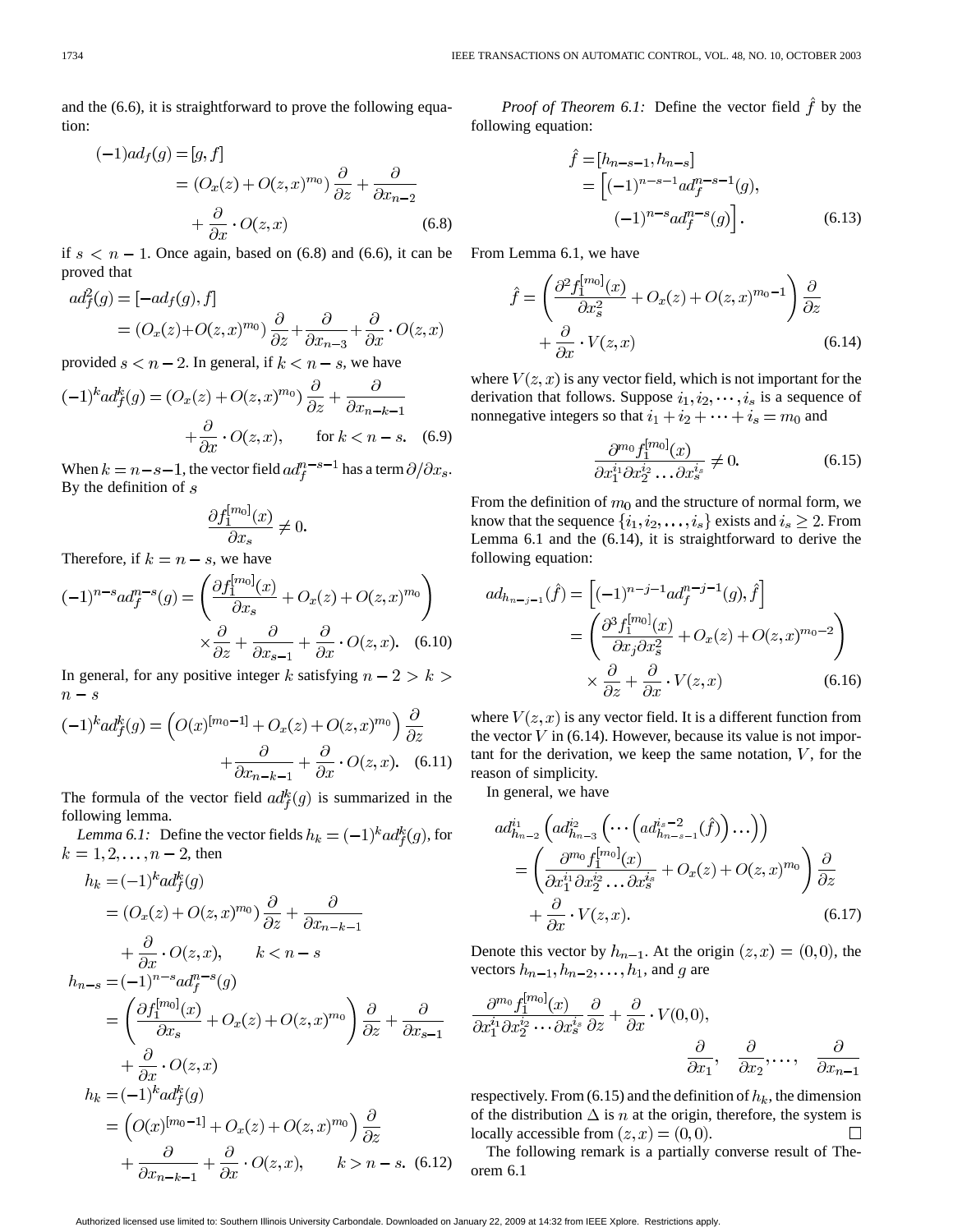and the (6.6), it is straightforward to prove the following equation:

$$
\begin{aligned}
(-1)ad_f(g) &= [g, f] \\
&= (O_x(z) + O(z,x)^{m_0}) \frac{\partial}{\partial z} + \frac{\partial}{\partial x_{n-2}} \\
&\quad + \frac{\partial}{\partial x} \cdot O(z,x)
\end{aligned} \tag{6.8}
$$

if $s < n-1$. Once again, based on (6.8) and (6.6), it can be proved that

$$
\begin{aligned}
ad_f^2(g) &= [-ad_f(g), f] \\
&= (O_x(z) + O(z,x)^{m_0}) \frac{\partial}{\partial z} + \frac{\partial}{\partial x_{n-3}} + \frac{\partial}{\partial x} \cdot O(z,x)
\end{aligned}
$$

provided $s < n-2$. In general, if $k < n-s$, we have

$$
\begin{aligned}
(-1)^k ad_f^k(g) &= (O_x(z) + O(z,x)^{m_0}) \frac{\partial}{\partial z} + \frac{\partial}{\partial x_{n-k-1}} \\
&\quad + \frac{\partial}{\partial x} \cdot O(z,x), \qquad \text{for } k < n-s.
\end{aligned} \tag{6.9}
$$

When $k = n-s-1$, the vector field $ad_f^{n-s-1}$ has a term $\partial/\partial x_s$. By the definition of $s$

$$
\frac{\partial f_1^{[m_0]}(x)}{\partial x_s} \neq 0.
$$

Therefore, if $k = n-s$, we have

$$
\begin{aligned}
(-1)^{n-s} ad_f^{n-s}(g) &= \left( \frac{\partial f_1^{[m_0]}(x)}{\partial x_s} + O_x(z) + O(z,x)^{m_0} \right) \\
&\quad \times \frac{\partial}{\partial z} + \frac{\partial}{\partial x_{s-1}} + \frac{\partial}{\partial x} \cdot O(z,x).
\end{aligned} \tag{6.10}
$$

In general, for any positive integer $k$ satisfying $n-2 > k > n-s$

$$
\begin{aligned}
(-1)^k ad_f^k(g) &= \left( O(x)^{[m_0-1]} + O_x(z) + O(z,x)^{m_0} \right) \frac{\partial}{\partial z} \\
&\quad + \frac{\partial}{\partial x_{n-k-1}} + \frac{\partial}{\partial x} \cdot O(z,x).
\end{aligned} \tag{6.11}
$$

The formula of the vector field $ad_f^k(g)$ is summarized in the following lemma.

*Lemma 6.1:* Define the vector fields $h_k = (-1)^k ad_f^k(g)$, for $k = 1, 2, \ldots, n-2$, then

$$
\begin{aligned}
h_k &= (-1)^k ad_f^k(g) \\
&= (O_x(z) + O(z,x)^{m_0}) \frac{\partial}{\partial z} + \frac{\partial}{\partial x_{n-k-1}} \\
&\quad + \frac{\partial}{\partial x} \cdot O(z,x), \qquad k < n-s \\
h_{n-s} &= (-1)^{n-s} ad_f^{n-s}(g) \\
&= \left( \frac{\partial f_1^{[m_0]}(x)}{\partial x_s} + O_x(z) + O(z,x)^{m_0} \right) \frac{\partial}{\partial z} + \frac{\partial}{\partial x_{s-1}} \\
&\quad + \frac{\partial}{\partial x} \cdot O(z,x) \\
h_k &= (-1)^k ad_f^k(g) \\
&= \left( O(x)^{[m_0-1]} + O_x(z) + O(z,x)^{m_0} \right) \frac{\partial}{\partial z} \\
&\quad + \frac{\partial}{\partial x_{n-k-1}} + \frac{\partial}{\partial x} \cdot O(z,x), \qquad k > n-s.
\end{aligned} \tag{6.12}
$$

*Proof of Theorem 6.1:* Define the vector field $\hat{f}$ by the following equation:

$$
\begin{aligned}
\hat{f} &= [h_{n-s-1}, h_{n-s}] \\
&= \left[ (-1)^{n-s-1} ad_f^{n-s-1}(g), \right. \\
&\qquad \left. (-1)^{n-s} ad_f^{n-s}(g) \right].
\end{aligned} \tag{6.13}
$$

From Lemma 6.1, we have

$$
\begin{aligned}
\hat{f} &= \left( \frac{\partial^2 f_1^{[m_0]}(x)}{\partial x_s^2} + O_x(z) + O(z,x)^{m_0-1} \right) \frac{\partial}{\partial z} \\
&\quad + \frac{\partial}{\partial x} \cdot V(z,x)
\end{aligned} \tag{6.14}
$$

where $V(z,x)$ is any vector field, which is not important for the derivation that follows. Suppose $i_1, i_2, \cdots, i_s$ is a sequence of nonnegative integers so that $i_1 + i_2 + \cdots + i_s = m_0$ and

$$
\frac{\partial^{m_0} f_1^{[m_0]}(x)}{\partial x_1^{i_1} \partial x_2^{i_2} \ldots \partial x_s^{i_s}} \neq 0. \tag{6.15}
$$

From the definition of $m_0$ and the structure of normal form, we know that the sequence $\{i_1, i_2, \ldots, i_s\}$ exists and $i_s \geq 2$. From Lemma 6.1 and the (6.14), it is straightforward to derive the following equation:

$$
\begin{aligned}
ad_{h_{n-j-1}}(\hat{f}) &= \left[ (-1)^{n-j-1} ad_f^{n-j-1}(g), \hat{f} \right] \\
&= \left( \frac{\partial^3 f_1^{[m_0]}(x)}{\partial x_j \partial x_s^2} + O_x(z) + O(z,x)^{m_0-2} \right) \\
&\quad \times \frac{\partial}{\partial z} + \frac{\partial}{\partial x} \cdot V(z,x)
\end{aligned} \tag{6.16}
$$

where $V(z,x)$ is any vector field. It is a different function from the vector $V$ in (6.14). However, because its value is not important for the derivation, we keep the same notation, $V$, for the reason of simplicity.

In general, we have

$$
\begin{aligned}
& ad_{h_{n-2}}^{i_1} \left( ad_{h_{n-3}}^{i_2} \left( \cdots \left( ad_{h_{n-s-1}}^{i_s-2}(\hat{f}) \right) \ldots \right) \right) \\
&= \left( \frac{\partial^{m_0} f_1^{[m_0]}(x)}{\partial x_1^{i_1} \partial x_2^{i_2} \ldots \partial x_s^{i_s}} + O_x(z) + O(z,x)^{m_0} \right) \frac{\partial}{\partial z} \\
&\quad + \frac{\partial}{\partial x} \cdot V(z,x).
\end{aligned} \tag{6.17}
$$

Denote this vector by $h_{n-1}$. At the origin $(z,x) = (0,0)$, the vectors $h_{n-1}, h_{n-2}, \ldots, h_1$, and $g$ are

$$
\frac{\partial^{m_0} f_1^{[m_0]}(x)}{\partial x_1^{i_1} \partial x_2^{i_2} \cdots \partial x_s^{i_s}} \frac{\partial}{\partial z} + \frac{\partial}{\partial x} \cdot V(0,0), \qquad \frac{\partial}{\partial x_1}, \quad \frac{\partial}{\partial x_2}, \ldots, \quad \frac{\partial}{\partial x_{n-1}}
$$

respectively. From (6.15) and the definition of $h_k$, the dimension of the distribution $\Delta$ is $n$ at the origin, therefore, the system is locally accessible from $(z,x) = (0,0)$. □

The following remark is a partially converse result of Theorem 6.1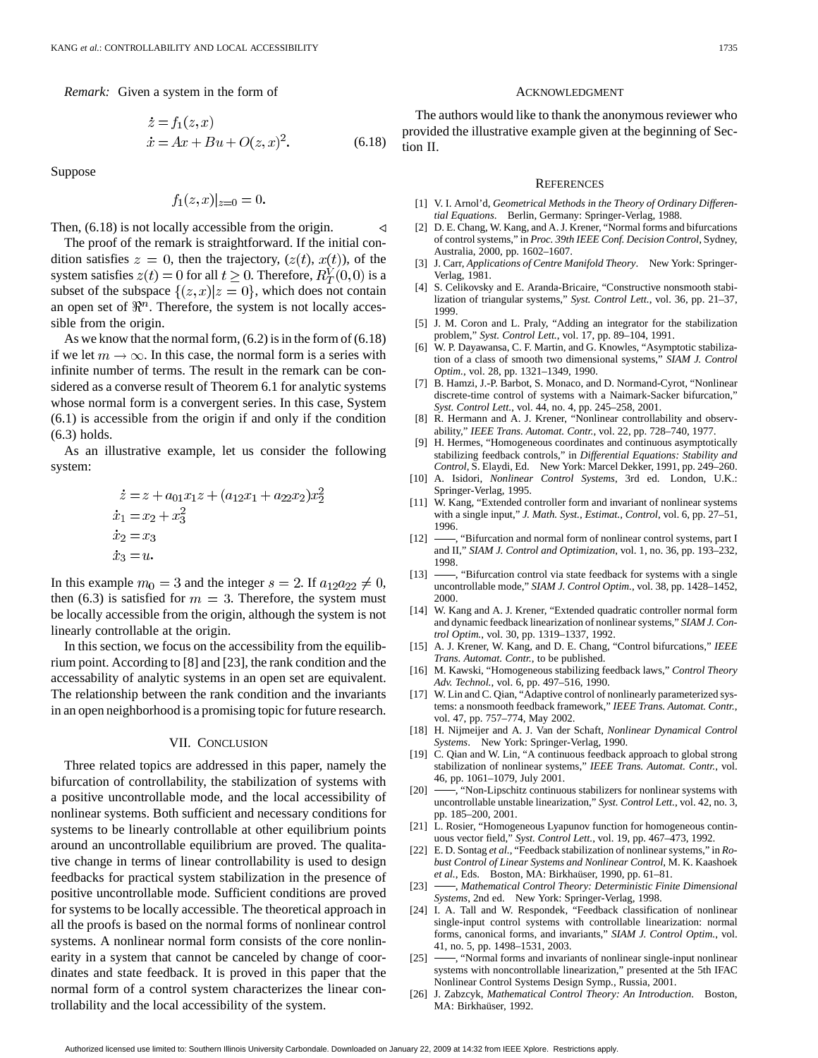*Remark:* Given a system in the form of

$$\begin{aligned}\dot{z} &= f_1(z, x)\\ \dot{x} &= Ax + Bu + O(z, x)^2.\end{aligned} \tag{6.18}$$

Suppose

$$f_1(z, x)|_{z=0} = 0.$$

Then, (6.18) is not locally accessible from the origin. ◁

The proof of the remark is straightforward. If the initial condition satisfies $z = 0$, then the trajectory, $(z(t), x(t))$, of the system satisfies $z(t) = 0$ for all $t \geq 0$. Therefore, $R_T^V(0, 0)$ is a subset of the subspace $\{(z, x)|z = 0\}$, which does not contain an open set of $\Re^n$. Therefore, the system is not locally accessible from the origin.

As we know that the normal form, (6.2) is in the form of (6.18) if we let $m \to \infty$. In this case, the normal form is a series with infinite number of terms. The result in the remark can be considered as a converse result of Theorem 6.1 for analytic systems whose normal form is a convergent series. In this case, System (6.1) is accessible from the origin if and only if the condition (6.3) holds.

As an illustrative example, let us consider the following system:

$$\begin{aligned}\dot{z} &= z + a_{01}x_1 z + (a_{12}x_1 + a_{22}x_2)x_2^2\\ \dot{x}_1 &= x_2 + x_3^2\\ \dot{x}_2 &= x_3\\ \dot{x}_3 &= u.\end{aligned}$$

In this example $m_0 = 3$ and the integer $s = 2$. If $a_{12}a_{22} \neq 0$, then (6.3) is satisfied for $m = 3$. Therefore, the system must be locally accessible from the origin, although the system is not linearly controllable at the origin.

In this section, we focus on the accessibility from the equilibrium point. According to [8] and [23], the rank condition and the accessability of analytic systems in an open set are equivalent. The relationship between the rank condition and the invariants in an open neighborhood is a promising topic for future research.

## VII. Conclusion

Three related topics are addressed in this paper, namely the bifurcation of controllability, the stabilization of systems with a positive uncontrollable mode, and the local accessibility of nonlinear systems. Both sufficient and necessary conditions for systems to be linearly controllable at other equilibrium points around an uncontrollable equilibrium are proved. The qualitative change in terms of linear controllability is used to design feedbacks for practical system stabilization in the presence of positive uncontrollable mode. Sufficient conditions are proved for systems to be locally accessible. The theoretical approach in all the proofs is based on the normal forms of nonlinear control systems. A nonlinear normal form consists of the core nonlinearity in a system that cannot be canceled by change of coordinates and state feedback. It is proved in this paper that the normal form of a control system characterizes the linear controllability and the local accessibility of the system.

## Acknowledgment

The authors would like to thank the anonymous reviewer who provided the illustrative example given at the beginning of Section II.

## References

[1] V. I. Arnol'd, *Geometrical Methods in the Theory of Ordinary Differential Equations*. Berlin, Germany: Springer-Verlag, 1988.

[2] D. E. Chang, W. Kang, and A. J. Krener, "Normal forms and bifurcations of control systems," in *Proc. 39th IEEE Conf. Decision Control*, Sydney, Australia, 2000, pp. 1602–1607.

[3] J. Carr, *Applications of Centre Manifold Theory*. New York: Springer-Verlag, 1981.

[4] S. Celikovsky and E. Aranda-Bricaire, "Constructive nonsmooth stabilization of triangular systems," *Syst. Control Lett.*, vol. 36, pp. 21–37, 1999.

[5] J. M. Coron and L. Praly, "Adding an integrator for the stabilization problem," *Syst. Control Lett.*, vol. 17, pp. 89–104, 1991.

[6] W. P. Dayawansa, C. F. Martin, and G. Knowles, "Asymptotic stabilization of a class of smooth two dimensional systems," *SIAM J. Control Optim.*, vol. 28, pp. 1321–1349, 1990.

[7] B. Hamzi, J.-P. Barbot, S. Monaco, and D. Normand-Cyrot, "Nonlinear discrete-time control of systems with a Naimark-Sacker bifurcation," *Syst. Control Lett.*, vol. 44, no. 4, pp. 245–258, 2001.

[8] R. Hermann and A. J. Krener, "Nonlinear controllability and observability," *IEEE Trans. Automat. Contr.*, vol. 22, pp. 728–740, 1977.

[9] H. Hermes, "Homogeneous coordinates and continuous asymptotically stabilizing feedback controls," in *Differential Equations: Stability and Control*, S. Elaydi, Ed. New York: Marcel Dekker, 1991, pp. 249–260.

[10] A. Isidori, *Nonlinear Control Systems*, 3rd ed. London, U.K.: Springer-Verlag, 1995.

[11] W. Kang, "Extended controller form and invariant of nonlinear systems with a single input," *J. Math. Syst., Estimat., Control*, vol. 6, pp. 27–51, 1996.

[12] ——, "Bifurcation and normal form of nonlinear control systems, part I and II," *SIAM J. Control and Optimization*, vol. 1, no. 36, pp. 193–232, 1998.

[13] ——, "Bifurcation control via state feedback for systems with a single uncontrollable mode," *SIAM J. Control Optim.*, vol. 38, pp. 1428–1452, 2000.

[14] W. Kang and A. J. Krener, "Extended quadratic controller normal form and dynamic feedback linearization of nonlinear systems," *SIAM J. Control Optim.*, vol. 30, pp. 1319–1337, 1992.

[15] A. J. Krener, W. Kang, and D. E. Chang, "Control bifurcations," *IEEE Trans. Automat. Contr.*, to be published.

[16] M. Kawski, "Homogeneous stabilizing feedback laws," *Control Theory Adv. Technol.*, vol. 6, pp. 497–516, 1990.

[17] W. Lin and C. Qian, "Adaptive control of nonlinearly parameterized systems: a nonsmooth feedback framework," *IEEE Trans. Automat. Contr.*, vol. 47, pp. 757–774, May 2002.

[18] H. Nijmeijer and A. J. Van der Schaft, *Nonlinear Dynamical Control Systems*. New York: Springer-Verlag, 1990.

[19] C. Qian and W. Lin, "A continuous feedback approach to global strong stabilization of nonlinear systems," *IEEE Trans. Automat. Contr.*, vol. 46, pp. 1061–1079, July 2001.

[20] ——, "Non-Lipschitz continuous stabilizers for nonlinear systems with uncontrollable unstable linearization," *Syst. Control Lett.*, vol. 42, no. 3, pp. 185–200, 2001.

[21] L. Rosier, "Homogeneous Lyapunov function for homogeneous continuous vector field," *Syst. Control Lett.*, vol. 19, pp. 467–473, 1992.

[22] E. D. Sontag *et al.*, "Feedback stabilization of nonlinear systems," in *Robust Control of Linear Systems and Nonlinear Control*, M. K. Kaashoek *et al.*, Eds. Boston, MA: Birkhaüser, 1990, pp. 61–81.

[23] ——, *Mathematical Control Theory: Deterministic Finite Dimensional Systems*, 2nd ed. New York: Springer-Verlag, 1998.

[24] I. A. Tall and W. Respondek, "Feedback classification of nonlinear single-input control systems with controllable linearization: normal forms, canonical forms, and invariants," *SIAM J. Control Optim.*, vol. 41, no. 5, pp. 1498–1531, 2003.

[25] ——, "Normal forms and invariants of nonlinear single-input nonlinear systems with noncontrollable linearization," presented at the 5th IFAC Nonlinear Control Systems Design Symp., Russia, 2001.

[26] J. Zabzcyk, *Mathematical Control Theory: An Introduction*. Boston, MA: Birkhaüser, 1992.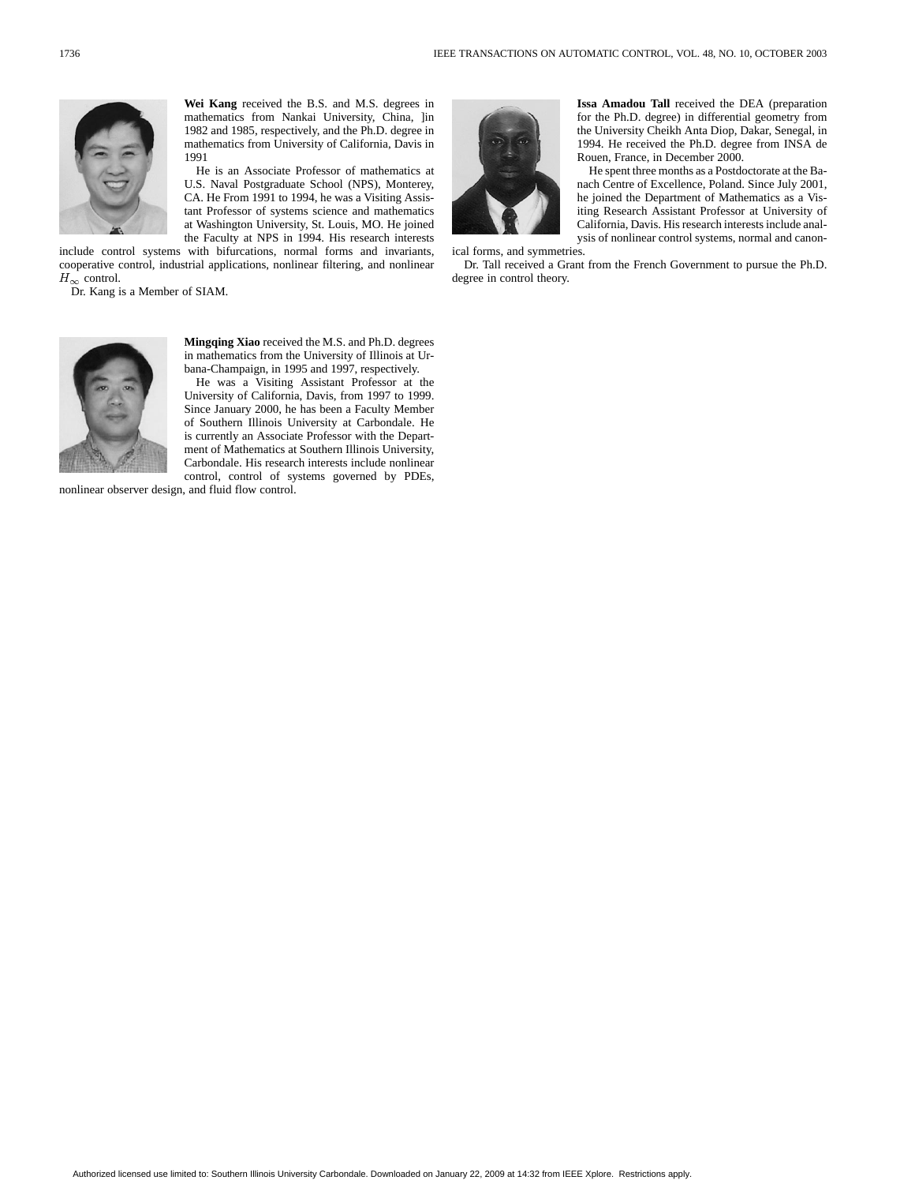**Wei Kang** received the B.S. and M.S. degrees in mathematics from Nankai University, China, ]in 1982 and 1985, respectively, and the Ph.D. degree in mathematics from University of California, Davis in 1991

He is an Associate Professor of mathematics at U.S. Naval Postgraduate School (NPS), Monterey, CA. He From 1991 to 1994, he was a Visiting Assistant Professor of systems science and mathematics at Washington University, St. Louis, MO. He joined the Faculty at NPS in 1994. His research interests include control systems with bifurcations, normal forms and invariants, cooperative control, industrial applications, nonlinear filtering, and nonlinear $H_\infty$ control.

Dr. Kang is a Member of SIAM.

**Mingqing Xiao** received the M.S. and Ph.D. degrees in mathematics from the University of Illinois at Urbana-Champaign, in 1995 and 1997, respectively.

He was a Visiting Assistant Professor at the University of California, Davis, from 1997 to 1999. Since January 2000, he has been a Faculty Member of Southern Illinois University at Carbondale. He is currently an Associate Professor with the Department of Mathematics at Southern Illinois University, Carbondale. His research interests include nonlinear control, control of systems governed by PDEs, nonlinear observer design, and fluid flow control.

**Issa Amadou Tall** received the DEA (preparation for the Ph.D. degree) in differential geometry from the University Cheikh Anta Diop, Dakar, Senegal, in 1994. He received the Ph.D. degree from INSA de Rouen, France, in December 2000.

He spent three months as a Postdoctorate at the Banach Centre of Excellence, Poland. Since July 2001, he joined the Department of Mathematics as a Visiting Research Assistant Professor at University of California, Davis. His research interests include analysis of nonlinear control systems, normal and canonical forms, and symmetries.

Dr. Tall received a Grant from the French Government to pursue the Ph.D. degree in control theory.